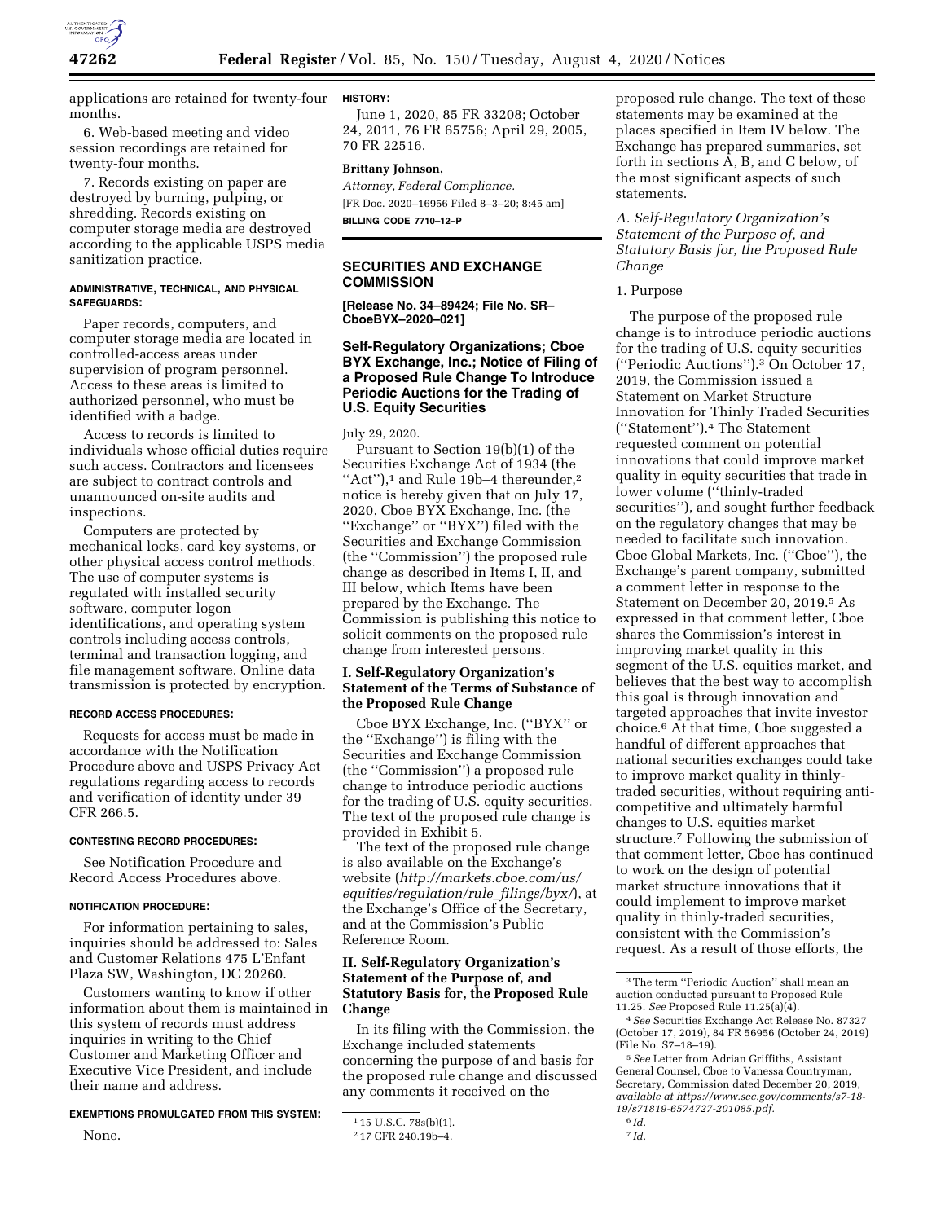applications are retained for twenty-four months.

6. Web-based meeting and video session recordings are retained for twenty-four months.

7. Records existing on paper are destroyed by burning, pulping, or shredding. Records existing on computer storage media are destroyed according to the applicable USPS media sanitization practice.

**ADMINISTRATIVE, TECHNICAL, AND PHYSICAL SAFEGUARDS:**

Paper records, computers, and computer storage media are located in controlled-access areas under supervision of program personnel. Access to these areas is limited to authorized personnel, who must be identified with a badge.

Access to records is limited to individuals whose official duties require such access. Contractors and licensees are subject to contract controls and unannounced on-site audits and inspections.

Computers are protected by mechanical locks, card key systems, or other physical access control methods. The use of computer systems is regulated with installed security software, computer logon identifications, and operating system controls including access controls, terminal and transaction logging, and file management software. Online data transmission is protected by encryption.

**RECORD ACCESS PROCEDURES:**

Requests for access must be made in accordance with the Notification Procedure above and USPS Privacy Act regulations regarding access to records and verification of identity under 39 CFR 266.5.

**CONTESTING RECORD PROCEDURES:**

See Notification Procedure and Record Access Procedures above.

**NOTIFICATION PROCEDURE:**

For information pertaining to sales, inquiries should be addressed to: Sales and Customer Relations 475 L'Enfant Plaza SW, Washington, DC 20260.

Customers wanting to know if other information about them is maintained in this system of records must address inquiries in writing to the Chief Customer and Marketing Officer and Executive Vice President, and include their name and address.

**EXEMPTIONS PROMULGATED FROM THIS SYSTEM:**

None.

**HISTORY:**

June 1, 2020, 85 FR 33208; October 24, 2011, 76 FR 65756; April 29, 2005, 70 FR 22516.

**Brittany Johnson,**

*Attorney, Federal Compliance.*

[FR Doc. 2020–16956 Filed 8–3–20; 8:45 am]

**BILLING CODE 7710–12–P**

## SECURITIES AND EXCHANGE COMMISSION

**[Release No. 34–89424; File No. SR–CboeBYX–2020–021]**

### Self-Regulatory Organizations; Cboe BYX Exchange, Inc.; Notice of Filing of a Proposed Rule Change To Introduce Periodic Auctions for the Trading of U.S. Equity Securities

July 29, 2020.

Pursuant to Section 19(b)(1) of the Securities Exchange Act of 1934 (the "Act"),[1] and Rule 19b–4 thereunder,[2] notice is hereby given that on July 17, 2020, Cboe BYX Exchange, Inc. (the "Exchange" or "BYX") filed with the Securities and Exchange Commission (the "Commission") the proposed rule change as described in Items I, II, and III below, which Items have been prepared by the Exchange. The Commission is publishing this notice to solicit comments on the proposed rule change from interested persons.

### I. Self-Regulatory Organization's Statement of the Terms of Substance of the Proposed Rule Change

Cboe BYX Exchange, Inc. ("BYX" or the "Exchange") is filing with the Securities and Exchange Commission (the "Commission") a proposed rule change to introduce periodic auctions for the trading of U.S. equity securities. The text of the proposed rule change is provided in Exhibit 5.

The text of the proposed rule change is also available on the Exchange's website (*http://markets.cboe.com/us/equities/regulation/rule_filings/byx/*), at the Exchange's Office of the Secretary, and at the Commission's Public Reference Room.

### II. Self-Regulatory Organization's Statement of the Purpose of, and Statutory Basis for, the Proposed Rule Change

In its filing with the Commission, the Exchange included statements concerning the purpose of and basis for the proposed rule change and discussed any comments it received on the proposed rule change. The text of these statements may be examined at the places specified in Item IV below. The Exchange has prepared summaries, set forth in sections A, B, and C below, of the most significant aspects of such statements.

*A. Self-Regulatory Organization's Statement of the Purpose of, and Statutory Basis for, the Proposed Rule Change*

1. Purpose

The purpose of the proposed rule change is to introduce periodic auctions for the trading of U.S. equity securities ("Periodic Auctions").[3] On October 17, 2019, the Commission issued a Statement on Market Structure Innovation for Thinly Traded Securities ("Statement").[4] The Statement requested comment on potential innovations that could improve market quality in equity securities that trade in lower volume ("thinly-traded securities"), and sought further feedback on the regulatory changes that may be needed to facilitate such innovation. Cboe Global Markets, Inc. ("Cboe"), the Exchange's parent company, submitted a comment letter in response to the Statement on December 20, 2019.[5] As expressed in that comment letter, Cboe shares the Commission's interest in improving market quality in this segment of the U.S. equities market, and believes that the best way to accomplish this goal is through innovation and targeted approaches that invite investor choice.[6] At that time, Cboe suggested a handful of different approaches that national securities exchanges could take to improve market quality in thinly-traded securities, without requiring anti-competitive and ultimately harmful changes to U.S. equities market structure.[7] Following the submission of that comment letter, Cboe has continued to work on the design of potential market structure innovations that it could implement to improve market quality in thinly-traded securities, consistent with the Commission's request. As a result of those efforts, the

---

[1] 15 U.S.C. 78s(b)(1).

[2] 17 CFR 240.19b–4.

[3] The term "Periodic Auction" shall mean an auction conducted pursuant to Proposed Rule 11.25. *See* Proposed Rule 11.25(a)(4).

[4] *See* Securities Exchange Act Release No. 87327 (October 17, 2019), 84 FR 56956 (October 24, 2019) (File No. S7–18–19).

[5] *See* Letter from Adrian Griffiths, Assistant General Counsel, Cboe to Vanessa Countryman, Secretary, Commission dated December 20, 2019, *available at https://www.sec.gov/comments/s7-18-19/s71819-6574727-201085.pdf.*

[6] *Id.*

[7] *Id.*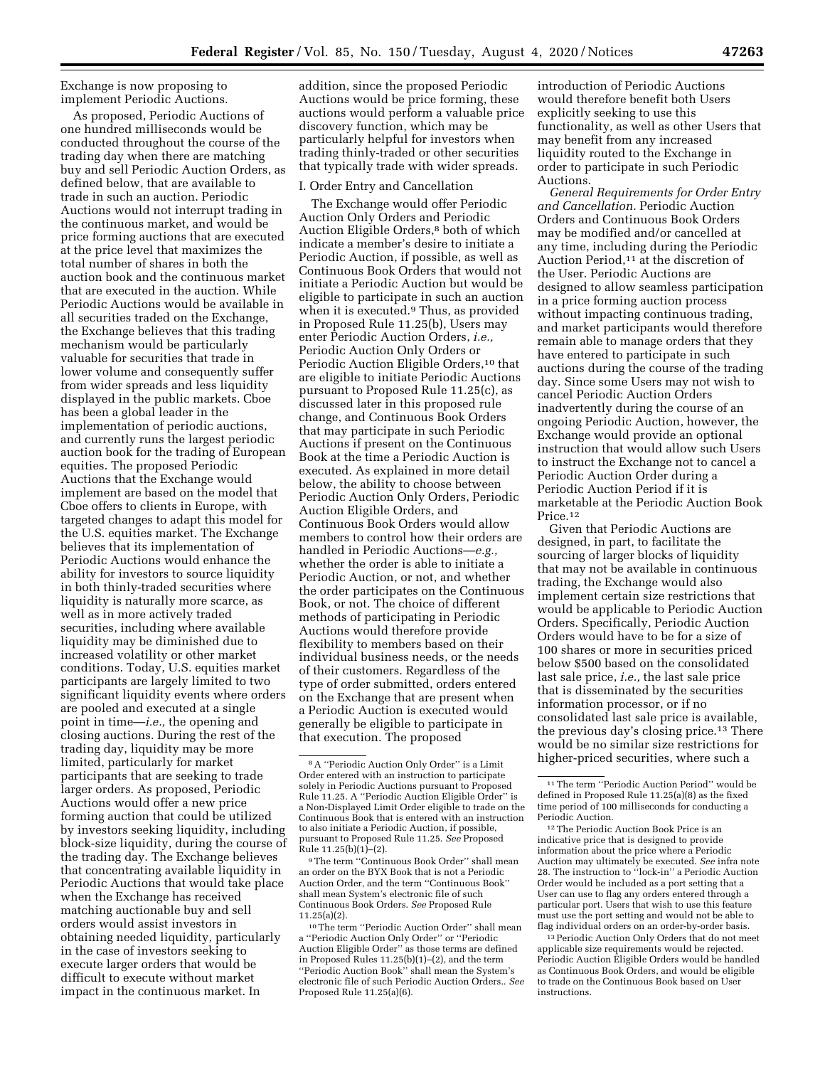Exchange is now proposing to implement Periodic Auctions.

As proposed, Periodic Auctions of one hundred milliseconds would be conducted throughout the course of the trading day when there are matching buy and sell Periodic Auction Orders, as defined below, that are available to trade in such an auction. Periodic Auctions would not interrupt trading in the continuous market, and would be price forming auctions that are executed at the price level that maximizes the total number of shares in both the auction book and the continuous market that are executed in the auction. While Periodic Auctions would be available in all securities traded on the Exchange, the Exchange believes that this trading mechanism would be particularly valuable for securities that trade in lower volume and consequently suffer from wider spreads and less liquidity displayed in the public markets. Cboe has been a global leader in the implementation of periodic auctions, and currently runs the largest periodic auction book for the trading of European equities. The proposed Periodic Auctions that the Exchange would implement are based on the model that Cboe offers to clients in Europe, with targeted changes to adapt this model for the U.S. equities market. The Exchange believes that its implementation of Periodic Auctions would enhance the ability for investors to source liquidity in both thinly-traded securities where liquidity is naturally more scarce, as well as in more actively traded securities, including where available liquidity may be diminished due to increased volatility or other market conditions. Today, U.S. equities market participants are largely limited to two significant liquidity events where orders are pooled and executed at a single point in time—*i.e.,* the opening and closing auctions. During the rest of the trading day, liquidity may be more limited, particularly for market participants that are seeking to trade larger orders. As proposed, Periodic Auctions would offer a new price forming auction that could be utilized by investors seeking liquidity, including block-size liquidity, during the course of the trading day. The Exchange believes that concentrating available liquidity in Periodic Auctions that would take place when the Exchange has received matching auctionable buy and sell orders would assist investors in obtaining needed liquidity, particularly in the case of investors seeking to execute larger orders that would be difficult to execute without market impact in the continuous market. In addition, since the proposed Periodic Auctions would be price forming, these auctions would perform a valuable price discovery function, which may be particularly helpful for investors when trading thinly-traded or other securities that typically trade with wider spreads.

I. Order Entry and Cancellation

The Exchange would offer Periodic Auction Only Orders and Periodic Auction Eligible Orders,[8] both of which indicate a member's desire to initiate a Periodic Auction, if possible, as well as Continuous Book Orders that would not initiate a Periodic Auction but would be eligible to participate in such an auction when it is executed.[9] Thus, as provided in Proposed Rule 11.25(b), Users may enter Periodic Auction Orders, *i.e.,* Periodic Auction Only Orders or Periodic Auction Eligible Orders,[10] that are eligible to initiate Periodic Auctions pursuant to Proposed Rule 11.25(c), as discussed later in this proposed rule change, and Continuous Book Orders that may participate in such Periodic Auctions if present on the Continuous Book at the time a Periodic Auction is executed. As explained in more detail below, the ability to choose between Periodic Auction Only Orders, Periodic Auction Eligible Orders, and Continuous Book Orders would allow members to control how their orders are handled in Periodic Auctions—*e.g.,* whether the order is able to initiate a Periodic Auction, or not, and whether the order participates on the Continuous Book, or not. The choice of different methods of participating in Periodic Auctions would therefore provide flexibility to members based on their individual business needs, or the needs of their customers. Regardless of the type of order submitted, orders entered on the Exchange that are present when a Periodic Auction is executed would generally be eligible to participate in that execution. The proposed introduction of Periodic Auctions would therefore benefit both Users explicitly seeking to use this functionality, as well as other Users that may benefit from any increased liquidity routed to the Exchange in order to participate in such Periodic Auctions.

*General Requirements for Order Entry and Cancellation.* Periodic Auction Orders and Continuous Book Orders may be modified and/or cancelled at any time, including during the Periodic Auction Period,[11] at the discretion of the User. Periodic Auctions are designed to allow seamless participation in a price forming auction process without impacting continuous trading, and market participants would therefore remain able to manage orders that they have entered to participate in such auctions during the course of the trading day. Since some Users may not wish to cancel Periodic Auction Orders inadvertently during the course of an ongoing Periodic Auction, however, the Exchange would provide an optional instruction that would allow such Users to instruct the Exchange not to cancel a Periodic Auction Order during a Periodic Auction Period if it is marketable at the Periodic Auction Book Price.[12]

Given that Periodic Auctions are designed, in part, to facilitate the sourcing of larger blocks of liquidity that may not be available in continuous trading, the Exchange would also implement certain size restrictions that would be applicable to Periodic Auction Orders. Specifically, Periodic Auction Orders would have to be for a size of 100 shares or more in securities priced below $500 based on the consolidated last sale price, *i.e.,* the last sale price that is disseminated by the securities information processor, or if no consolidated last sale price is available, the previous day's closing price.[13] There would be no similar size restrictions for higher-priced securities, where such a

---

[8] A "Periodic Auction Only Order" is a Limit Order entered with an instruction to participate solely in Periodic Auctions pursuant to Proposed Rule 11.25. A "Periodic Auction Eligible Order" is a Non-Displayed Limit Order eligible to trade on the Continuous Book that is entered with an instruction to also initiate a Periodic Auction, if possible, pursuant to Proposed Rule 11.25. *See* Proposed Rule 11.25(b)(1)–(2).

[9] The term "Continuous Book Order" shall mean an order on the BYX Book that is not a Periodic Auction Order, and the term "Continuous Book" shall mean System's electronic file of such Continuous Book Orders. *See* Proposed Rule 11.25(a)(2).

[10] The term "Periodic Auction Order" shall mean a "Periodic Auction Only Order" or "Periodic Auction Eligible Order" as those terms are defined in Proposed Rules 11.25(b)(1)–(2), and the term "Periodic Auction Book" shall mean the System's electronic file of such Periodic Auction Orders.. *See* Proposed Rule 11.25(a)(6).

[11] The term "Periodic Auction Period" would be defined in Proposed Rule 11.25(a)(8) as the fixed time period of 100 milliseconds for conducting a Periodic Auction.

[12] The Periodic Auction Book Price is an indicative price that is designed to provide information about the price where a Periodic Auction may ultimately be executed. *See* infra note 28. The instruction to "lock-in" a Periodic Auction Order would be included as a port setting that a User can use to flag any orders entered through a particular port. Users that wish to use this feature must use the port setting and would not be able to flag individual orders on an order-by-order basis.

[13] Periodic Auction Only Orders that do not meet applicable size requirements would be rejected. Periodic Auction Eligible Orders would be handled as Continuous Book Orders, and would be eligible to trade on the Continuous Book based on User instructions.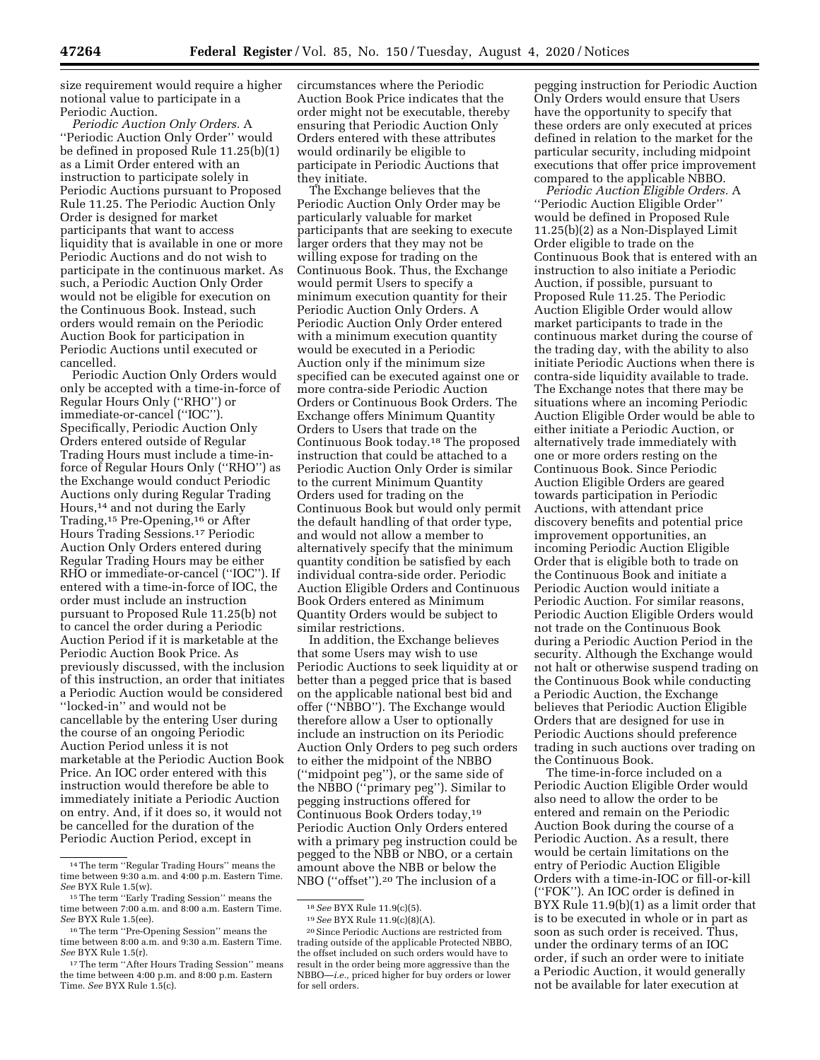size requirement would require a higher notional value to participate in a Periodic Auction.

*Periodic Auction Only Orders.* A ''Periodic Auction Only Order'' would be defined in proposed Rule 11.25(b)(1) as a Limit Order entered with an instruction to participate solely in Periodic Auctions pursuant to Proposed Rule 11.25. The Periodic Auction Only Order is designed for market participants that want to access liquidity that is available in one or more Periodic Auctions and do not wish to participate in the continuous market. As such, a Periodic Auction Only Order would not be eligible for execution on the Continuous Book. Instead, such orders would remain on the Periodic Auction Book for participation in Periodic Auctions until executed or cancelled.

Periodic Auction Only Orders would only be accepted with a time-in-force of Regular Hours Only (''RHO'') or immediate-or-cancel (''IOC''). Specifically, Periodic Auction Only Orders entered outside of Regular Trading Hours must include a time-in-force of Regular Hours Only (''RHO'') as the Exchange would conduct Periodic Auctions only during Regular Trading Hours,[14] and not during the Early Trading,[15] Pre-Opening,[16] or After Hours Trading Sessions.[17] Periodic Auction Only Orders entered during Regular Trading Hours may be either RHO or immediate-or-cancel (''IOC''). If entered with a time-in-force of IOC, the order must include an instruction pursuant to Proposed Rule 11.25(b) not to cancel the order during a Periodic Auction Period if it is marketable at the Periodic Auction Book Price. As previously discussed, with the inclusion of this instruction, an order that initiates a Periodic Auction would be considered ''locked-in'' and would not be cancellable by the entering User during the course of an ongoing Periodic Auction Period unless it is not marketable at the Periodic Auction Book Price. An IOC order entered with this instruction would therefore be able to immediately initiate a Periodic Auction on entry. And, if it does so, it would not be cancelled for the duration of the Periodic Auction Period, except in circumstances where the Periodic Auction Book Price indicates that the order might not be executable, thereby ensuring that Periodic Auction Only Orders entered with these attributes would ordinarily be eligible to participate in Periodic Auctions that they initiate.

The Exchange believes that the Periodic Auction Only Order may be particularly valuable for market participants that are seeking to execute larger orders that they may not be willing expose for trading on the Continuous Book. Thus, the Exchange would permit Users to specify a minimum execution quantity for their Periodic Auction Only Orders. A Periodic Auction Only Order entered with a minimum execution quantity would be executed in a Periodic Auction only if the minimum size specified can be executed against one or more contra-side Periodic Auction Orders or Continuous Book Orders. The Exchange offers Minimum Quantity Orders to Users that trade on the Continuous Book today.[18] The proposed instruction that could be attached to a Periodic Auction Only Order is similar to the current Minimum Quantity Orders used for trading on the Continuous Book but would only permit the default handling of that order type, and would not allow a member to alternatively specify that the minimum quantity condition be satisfied by each individual contra-side order. Periodic Auction Eligible Orders and Continuous Book Orders entered as Minimum Quantity Orders would be subject to similar restrictions.

In addition, the Exchange believes that some Users may wish to use Periodic Auctions to seek liquidity at or better than a pegged price that is based on the applicable national best bid and offer (''NBBO''). The Exchange would therefore allow a User to optionally include an instruction on its Periodic Auction Only Orders to peg such orders to either the midpoint of the NBBO (''midpoint peg''), or the same side of the NBBO (''primary peg''). Similar to pegging instructions offered for Continuous Book Orders today,[19] Periodic Auction Only Orders entered with a primary peg instruction could be pegged to the NBB or NBO, or a certain amount above the NBB or below the NBO (''offset'').[20] The inclusion of a pegging instruction for Periodic Auction Only Orders would ensure that Users have the opportunity to specify that these orders are only executed at prices defined in relation to the market for the particular security, including midpoint executions that offer price improvement compared to the applicable NBBO.

*Periodic Auction Eligible Orders.* A ''Periodic Auction Eligible Order'' would be defined in Proposed Rule 11.25(b)(2) as a Non-Displayed Limit Order eligible to trade on the Continuous Book that is entered with an instruction to also initiate a Periodic Auction, if possible, pursuant to Proposed Rule 11.25. The Periodic Auction Eligible Order would allow market participants to trade in the continuous market during the course of the trading day, with the ability to also initiate Periodic Auctions when there is contra-side liquidity available to trade. The Exchange notes that there may be situations where an incoming Periodic Auction Eligible Order would be able to either initiate a Periodic Auction, or alternatively trade immediately with one or more orders resting on the Continuous Book. Since Periodic Auction Eligible Orders are geared towards participation in Periodic Auctions, with attendant price discovery benefits and potential price improvement opportunities, an incoming Periodic Auction Eligible Order that is eligible both to trade on the Continuous Book and initiate a Periodic Auction would initiate a Periodic Auction. For similar reasons, Periodic Auction Eligible Orders would not trade on the Continuous Book during a Periodic Auction Period in the security. Although the Exchange would not halt or otherwise suspend trading on the Continuous Book while conducting a Periodic Auction, the Exchange believes that Periodic Auction Eligible Orders that are designed for use in Periodic Auctions should preference trading in such auctions over trading on the Continuous Book.

The time-in-force included on a Periodic Auction Eligible Order would also need to allow the order to be entered and remain on the Periodic Auction Book during the course of a Periodic Auction. As a result, there would be certain limitations on the entry of Periodic Auction Eligible Orders with a time-in-IOC or fill-or-kill (''FOK''). An IOC order is defined in BYX Rule 11.9(b)(1) as a limit order that is to be executed in whole or in part as soon as such order is received. Thus, under the ordinary terms of an IOC order, if such an order were to initiate a Periodic Auction, it would generally not be available for later execution at

---

[14] The term ''Regular Trading Hours'' means the time between 9:30 a.m. and 4:00 p.m. Eastern Time. *See* BYX Rule 1.5(w).

[15] The term ''Early Trading Session'' means the time between 7:00 a.m. and 8:00 a.m. Eastern Time. *See* BYX Rule 1.5(ee).

[16] The term ''Pre-Opening Session'' means the time between 8:00 a.m. and 9:30 a.m. Eastern Time. *See* BYX Rule 1.5(r).

[17] The term ''After Hours Trading Session'' means the time between 4:00 p.m. and 8:00 p.m. Eastern Time. *See* BYX Rule 1.5(c).

[18] *See* BYX Rule 11.9(c)(5).

[19] *See* BYX Rule 11.9(c)(8)(A).

[20] Since Periodic Auctions are restricted from trading outside of the applicable Protected NBBO, the offset included on such orders would have to result in the order being more aggressive than the NBBO—*i.e.,* priced higher for buy orders or lower for sell orders.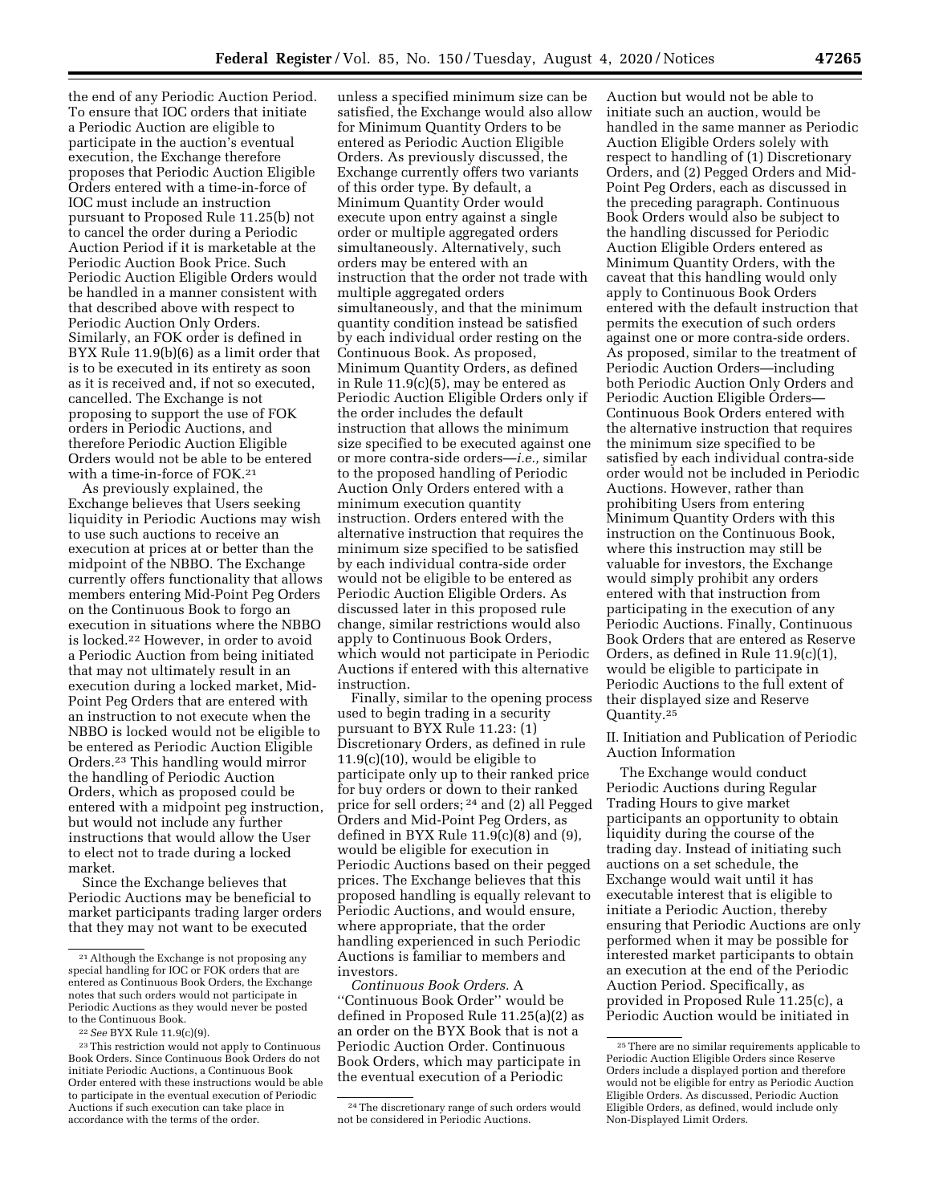the end of any Periodic Auction Period. To ensure that IOC orders that initiate a Periodic Auction are eligible to participate in the auction's eventual execution, the Exchange therefore proposes that Periodic Auction Eligible Orders entered with a time-in-force of IOC must include an instruction pursuant to Proposed Rule 11.25(b) not to cancel the order during a Periodic Auction Period if it is marketable at the Periodic Auction Book Price. Such Periodic Auction Eligible Orders would be handled in a manner consistent with that described above with respect to Periodic Auction Only Orders. Similarly, an FOK order is defined in BYX Rule 11.9(b)(6) as a limit order that is to be executed in its entirety as soon as it is received and, if not so executed, cancelled. The Exchange is not proposing to support the use of FOK orders in Periodic Auctions, and therefore Periodic Auction Eligible Orders would not be able to be entered with a time-in-force of FOK.[21]

As previously explained, the Exchange believes that Users seeking liquidity in Periodic Auctions may wish to use such auctions to receive an execution at prices at or better than the midpoint of the NBBO. The Exchange currently offers functionality that allows members entering Mid-Point Peg Orders on the Continuous Book to forgo an execution in situations where the NBBO is locked.[22] However, in order to avoid a Periodic Auction from being initiated that may not ultimately result in an execution during a locked market, Mid-Point Peg Orders that are entered with an instruction to not execute when the NBBO is locked would not be eligible to be entered as Periodic Auction Eligible Orders.[23] This handling would mirror the handling of Periodic Auction Orders, which as proposed could be entered with a midpoint peg instruction, but would not include any further instructions that would allow the User to elect not to trade during a locked market.

Since the Exchange believes that Periodic Auctions may be beneficial to market participants trading larger orders that they may not want to be executed unless a specified minimum size can be satisfied, the Exchange would also allow for Minimum Quantity Orders to be entered as Periodic Auction Eligible Orders. As previously discussed, the Exchange currently offers two variants of this order type. By default, a Minimum Quantity Order would execute upon entry against a single order or multiple aggregated orders simultaneously. Alternatively, such orders may be entered with an instruction that the order not trade with multiple aggregated orders simultaneously, and that the minimum quantity condition instead be satisfied by each individual order resting on the Continuous Book. As proposed, Minimum Quantity Orders, as defined in Rule 11.9(c)(5), may be entered as Periodic Auction Eligible Orders only if the order includes the default instruction that allows the minimum size specified to be executed against one or more contra-side orders—*i.e.,* similar to the proposed handling of Periodic Auction Only Orders entered with a minimum execution quantity instruction. Orders entered with the alternative instruction that requires the minimum size specified to be satisfied by each individual contra-side order would not be eligible to be entered as Periodic Auction Eligible Orders. As discussed later in this proposed rule change, similar restrictions would also apply to Continuous Book Orders, which would not participate in Periodic Auctions if entered with this alternative instruction.

Finally, similar to the opening process used to begin trading in a security pursuant to BYX Rule 11.23: (1) Discretionary Orders, as defined in rule 11.9(c)(10), would be eligible to participate only up to their ranked price for buy orders or down to their ranked price for sell orders; [24] and (2) all Pegged Orders and Mid-Point Peg Orders, as defined in BYX Rule 11.9(c)(8) and (9), would be eligible for execution in Periodic Auctions based on their pegged prices. The Exchange believes that this proposed handling is equally relevant to Periodic Auctions, and would ensure, where appropriate, that the order handling experienced in such Periodic Auctions is familiar to members and investors.

*Continuous Book Orders.* A "Continuous Book Order" would be defined in Proposed Rule 11.25(a)(2) as an order on the BYX Book that is not a Periodic Auction Order. Continuous Book Orders, which may participate in the eventual execution of a Periodic Auction but would not be able to initiate such an auction, would be handled in the same manner as Periodic Auction Eligible Orders solely with respect to handling of (1) Discretionary Orders, and (2) Pegged Orders and Mid-Point Peg Orders, each as discussed in the preceding paragraph. Continuous Book Orders would also be subject to the handling discussed for Periodic Auction Eligible Orders entered as Minimum Quantity Orders, with the caveat that this handling would only apply to Continuous Book Orders entered with the default instruction that permits the execution of such orders against one or more contra-side orders. As proposed, similar to the treatment of Periodic Auction Orders—including both Periodic Auction Only Orders and Periodic Auction Eligible Orders—Continuous Book Orders entered with the alternative instruction that requires the minimum size specified to be satisfied by each individual contra-side order would not be included in Periodic Auctions. However, rather than prohibiting Users from entering Minimum Quantity Orders with this instruction on the Continuous Book, where this instruction may still be valuable for investors, the Exchange would simply prohibit any orders entered with that instruction from participating in the execution of any Periodic Auctions. Finally, Continuous Book Orders that are entered as Reserve Orders, as defined in Rule 11.9(c)(1), would be eligible to participate in Periodic Auctions to the full extent of their displayed size and Reserve Quantity.[25]

## II. Initiation and Publication of Periodic Auction Information

The Exchange would conduct Periodic Auctions during Regular Trading Hours to give market participants an opportunity to obtain liquidity during the course of the trading day. Instead of initiating such auctions on a set schedule, the Exchange would wait until it has executable interest that is eligible to initiate a Periodic Auction, thereby ensuring that Periodic Auctions are only performed when it may be possible for interested market participants to obtain an execution at the end of the Periodic Auction Period. Specifically, as provided in Proposed Rule 11.25(c), a Periodic Auction would be initiated in

---

[21] Although the Exchange is not proposing any special handling for IOC or FOK orders that are entered as Continuous Book Orders, the Exchange notes that such orders would not participate in Periodic Auctions as they would never be posted to the Continuous Book.

[22] *See* BYX Rule 11.9(c)(9).

[23] This restriction would not apply to Continuous Book Orders. Since Continuous Book Orders do not initiate Periodic Auctions, a Continuous Book Order entered with these instructions would be able to participate in the eventual execution of Periodic Auctions if such execution can take place in accordance with the terms of the order.

[24] The discretionary range of such orders would not be considered in Periodic Auctions.

[25] There are no similar requirements applicable to Periodic Auction Eligible Orders since Reserve Orders include a displayed portion and therefore would not be eligible for entry as Periodic Auction Eligible Orders. As discussed, Periodic Auction Eligible Orders, as defined, would include only Non-Displayed Limit Orders.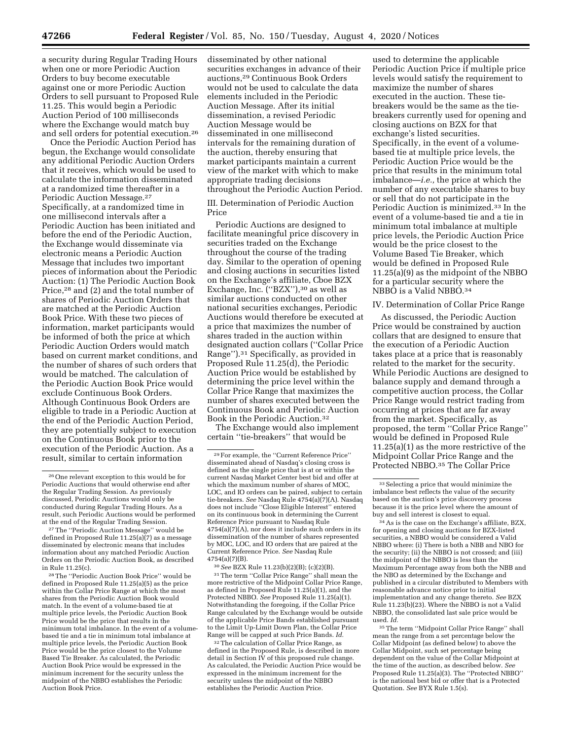a security during Regular Trading Hours when one or more Periodic Auction Orders to buy become executable against one or more Periodic Auction Orders to sell pursuant to Proposed Rule 11.25. This would begin a Periodic Auction Period of 100 milliseconds where the Exchange would match buy and sell orders for potential execution.[26]

Once the Periodic Auction Period has begun, the Exchange would consolidate any additional Periodic Auction Orders that it receives, which would be used to calculate the information disseminated at a randomized time thereafter in a Periodic Auction Message.[27] Specifically, at a randomized time in one millisecond intervals after a Periodic Auction has been initiated and before the end of the Periodic Auction, the Exchange would disseminate via electronic means a Periodic Auction Message that includes two important pieces of information about the Periodic Auction: (1) The Periodic Auction Book Price,[28] and (2) and the total number of shares of Periodic Auction Orders that are matched at the Periodic Auction Book Price. With these two pieces of information, market participants would be informed of both the price at which Periodic Auction Orders would match based on current market conditions, and the number of shares of such orders that would be matched. The calculation of the Periodic Auction Book Price would exclude Continuous Book Orders. Although Continuous Book Orders are eligible to trade in a Periodic Auction at the end of the Periodic Auction Period, they are potentially subject to execution on the Continuous Book prior to the execution of the Periodic Auction. As a result, similar to certain information disseminated by other national securities exchanges in advance of their auctions,[29] Continuous Book Orders would not be used to calculate the data elements included in the Periodic Auction Message. After its initial dissemination, a revised Periodic Auction Message would be disseminated in one millisecond intervals for the remaining duration of the auction, thereby ensuring that market participants maintain a current view of the market with which to make appropriate trading decisions throughout the Periodic Auction Period.

III. Determination of Periodic Auction Price

Periodic Auctions are designed to facilitate meaningful price discovery in securities traded on the Exchange throughout the course of the trading day. Similar to the operation of opening and closing auctions in securities listed on the Exchange's affiliate, Cboe BZX Exchange, Inc. (''BZX''),[30] as well as similar auctions conducted on other national securities exchanges, Periodic Auctions would therefore be executed at a price that maximizes the number of shares traded in the auction within designated auction collars (''Collar Price Range'').[31] Specifically, as provided in Proposed Rule 11.25(d), the Periodic Auction Price would be established by determining the price level within the Collar Price Range that maximizes the number of shares executed between the Continuous Book and Periodic Auction Book in the Periodic Auction.[32]

The Exchange would also implement certain ''tie-breakers'' that would be used to determine the applicable Periodic Auction Price if multiple price levels would satisfy the requirement to maximize the number of shares executed in the auction. These tie-breakers would be the same as the tie-breakers currently used for opening and closing auctions on BZX for that exchange's listed securities. Specifically, in the event of a volume-based tie at multiple price levels, the Periodic Auction Price would be the price that results in the minimum total imbalance—*i.e.,* the price at which the number of any executable shares to buy or sell that do not participate in the Periodic Auction is minimized.[33] In the event of a volume-based tie and a tie in minimum total imbalance at multiple price levels, the Periodic Auction Price would be the price closest to the Volume Based Tie Breaker, which would be defined in Proposed Rule 11.25(a)(9) as the midpoint of the NBBO for a particular security where the NBBO is a Valid NBBO.[34]

IV. Determination of Collar Price Range

As discussed, the Periodic Auction Price would be constrained by auction collars that are designed to ensure that the execution of a Periodic Auction takes place at a price that is reasonably related to the market for the security. While Periodic Auctions are designed to balance supply and demand through a competitive auction process, the Collar Price Range would restrict trading from occurring at prices that are far away from the market. Specifically, as proposed, the term ''Collar Price Range'' would be defined in Proposed Rule 11.25(a)(1) as the more restrictive of the Midpoint Collar Price Range and the Protected NBBO.[35] The Collar Price

---

[26] One relevant exception to this would be for Periodic Auctions that would otherwise end after the Regular Trading Session. As previously discussed, Periodic Auctions would only be conducted during Regular Trading Hours. As a result, such Periodic Auctions would be performed at the end of the Regular Trading Session.

[27] The ''Periodic Auction Message'' would be defined in Proposed Rule 11.25(a)(7) as a message disseminated by electronic means that includes information about any matched Periodic Auction Orders on the Periodic Auction Book, as described in Rule 11.25(c).

[28] The ''Periodic Auction Book Price'' would be defined in Proposed Rule 11.25(a)(5) as the price within the Collar Price Range at which the most shares from the Periodic Auction Book would match. In the event of a volume-based tie at multiple price levels, the Periodic Auction Book Price would be the price that results in the minimum total imbalance. In the event of a volume-based tie and a tie in minimum total imbalance at multiple price levels, the Periodic Auction Book Price would be the price closest to the Volume Based Tie Breaker. As calculated, the Periodic Auction Book Price would be expressed in the minimum increment for the security unless the midpoint of the NBBO establishes the Periodic Auction Book Price.

[29] For example, the ''Current Reference Price'' disseminated ahead of Nasdaq's closing cross is defined as the single price that is at or within the current Nasdaq Market Center best bid and offer at which the maximum number of shares of MOC, LOC, and IO orders can be paired, subject to certain tie-breakers. *See* Nasdaq Rule 4754(a)(7)(A). Nasdaq does not include ''Close Eligible Interest'' entered on its continuous book in determining the Current Reference Price pursuant to Nasdaq Rule 4754(a)(7)(A), nor does it include such orders in its dissemination of the number of shares represented by MOC, LOC, and IO orders that are paired at the Current Reference Price. *See* Nasdaq Rule 4754(a)(7)(B).

[30] *See* BZX Rule 11.23(b)(2)(B); (c)(2)(B).

[31] The term ''Collar Price Range'' shall mean the more restrictive of the Midpoint Collar Price Range, as defined in Proposed Rule 11.25(a)(1), and the Protected NBBO. *See* Proposed Rule 11.25(a)(1). Notwithstanding the foregoing, if the Collar Price Range calculated by the Exchange would be outside of the applicable Price Bands established pursuant to the Limit Up-Limit Down Plan, the Collar Price Range will be capped at such Price Bands. *Id.*

[32] The calculation of Collar Price Range, as defined in the Proposed Rule, is described in more detail in Section IV of this proposed rule change. As calculated, the Periodic Auction Price would be expressed in the minimum increment for the security unless the midpoint of the NBBO establishes the Periodic Auction Price.

[33] Selecting a price that would minimize the imbalance best reflects the value of the security based on the auction's price discovery process because it is the price level where the amount of buy and sell interest is closest to equal.

[34] As is the case on the Exchange's affiliate, BZX, for opening and closing auctions for BZX-listed securities, a NBBO would be considered a Valid NBBO where: (i) There is both a NBB and NBO for the security; (ii) the NBBO is not crossed; and (iii) the midpoint of the NBBO is less than the Maximum Percentage away from both the NBB and the NBO as determined by the Exchange and published in a circular distributed to Members with reasonable advance notice prior to initial implementation and any change thereto. *See* BZX Rule 11.23(b)(23). Where the NBBO is not a Valid NBBO, the consolidated last sale price would be used. *Id.*

[35] The term ''Midpoint Collar Price Range'' shall mean the range from a set percentage below the Collar Midpoint (as defined below) to above the Collar Midpoint, such set percentage being dependent on the value of the Collar Midpoint at the time of the auction, as described below. *See* Proposed Rule 11.25(a)(3). The ''Protected NBBO'' is the national best bid or offer that is a Protected Quotation. *See* BYX Rule 1.5(s).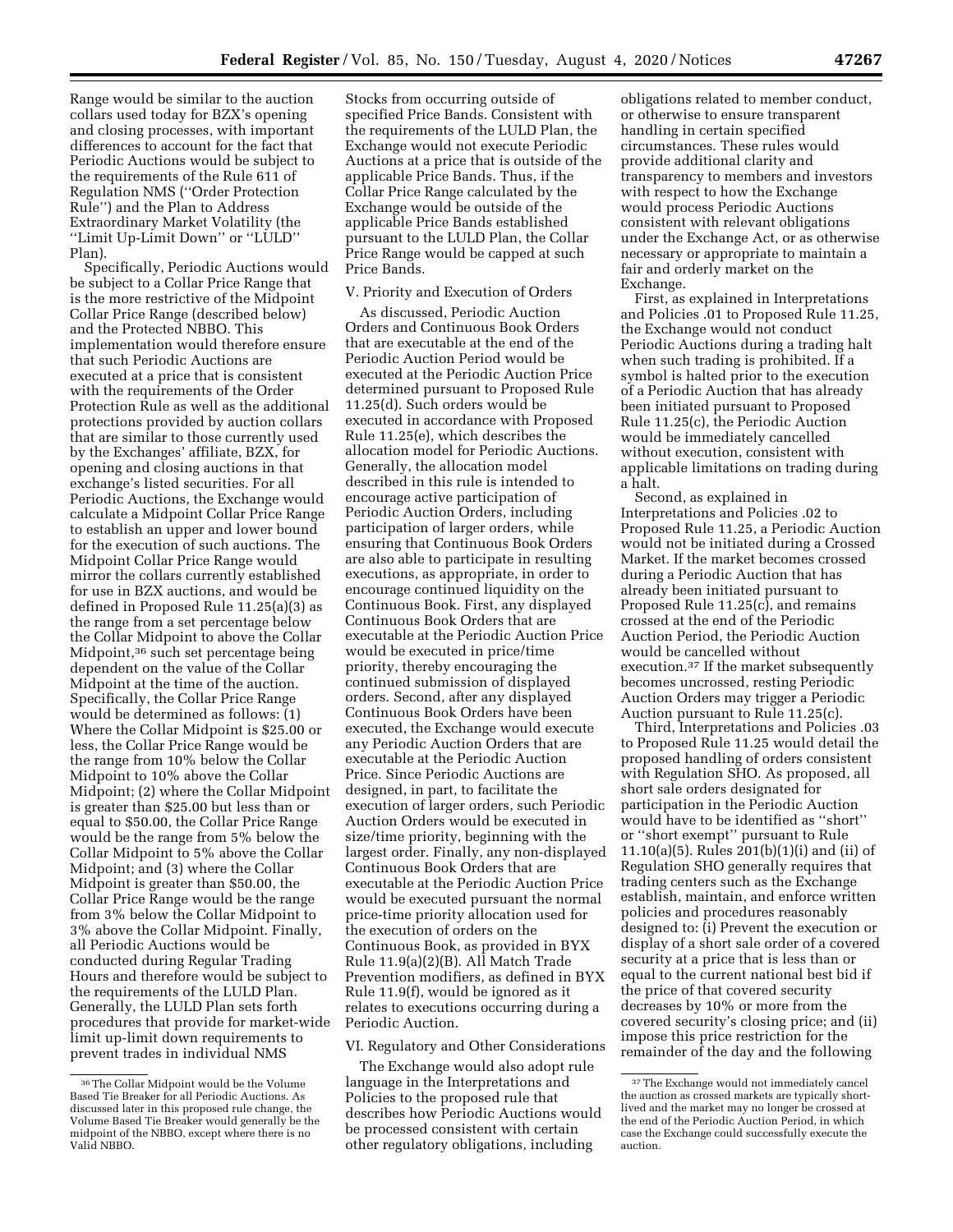Range would be similar to the auction collars used today for BZX's opening and closing processes, with important differences to account for the fact that Periodic Auctions would be subject to the requirements of the Rule 611 of Regulation NMS (''Order Protection Rule'') and the Plan to Address Extraordinary Market Volatility (the ''Limit Up-Limit Down'' or ''LULD'' Plan).

Specifically, Periodic Auctions would be subject to a Collar Price Range that is the more restrictive of the Midpoint Collar Price Range (described below) and the Protected NBBO. This implementation would therefore ensure that such Periodic Auctions are executed at a price that is consistent with the requirements of the Order Protection Rule as well as the additional protections provided by auction collars that are similar to those currently used by the Exchanges' affiliate, BZX, for opening and closing auctions in that exchange's listed securities. For all Periodic Auctions, the Exchange would calculate a Midpoint Collar Price Range to establish an upper and lower bound for the execution of such auctions. The Midpoint Collar Price Range would mirror the collars currently established for use in BZX auctions, and would be defined in Proposed Rule 11.25(a)(3) as the range from a set percentage below the Collar Midpoint to above the Collar Midpoint,[36] such set percentage being dependent on the value of the Collar Midpoint at the time of the auction. Specifically, the Collar Price Range would be determined as follows: (1) Where the Collar Midpoint is $25.00 or less, the Collar Price Range would be the range from 10% below the Collar Midpoint to 10% above the Collar Midpoint; (2) where the Collar Midpoint is greater than $25.00 but less than or equal to $50.00, the Collar Price Range would be the range from 5% below the Collar Midpoint to 5% above the Collar Midpoint; and (3) where the Collar Midpoint is greater than $50.00, the Collar Price Range would be the range from 3% below the Collar Midpoint to 3% above the Collar Midpoint. Finally, all Periodic Auctions would be conducted during Regular Trading Hours and therefore would be subject to the requirements of the LULD Plan. Generally, the LULD Plan sets forth procedures that provide for market-wide limit up-limit down requirements to prevent trades in individual NMS Stocks from occurring outside of specified Price Bands. Consistent with the requirements of the LULD Plan, the Exchange would not execute Periodic Auctions at a price that is outside of the applicable Price Bands. Thus, if the Collar Price Range calculated by the Exchange would be outside of the applicable Price Bands established pursuant to the LULD Plan, the Collar Price Range would be capped at such Price Bands.

V. Priority and Execution of Orders

As discussed, Periodic Auction Orders and Continuous Book Orders that are executable at the end of the Periodic Auction Period would be executed at the Periodic Auction Price determined pursuant to Proposed Rule 11.25(d). Such orders would be executed in accordance with Proposed Rule 11.25(e), which describes the allocation model for Periodic Auctions. Generally, the allocation model described in this rule is intended to encourage active participation of Periodic Auction Orders, including participation of larger orders, while ensuring that Continuous Book Orders are also able to participate in resulting executions, as appropriate, in order to encourage continued liquidity on the Continuous Book. First, any displayed Continuous Book Orders that are executable at the Periodic Auction Price would be executed in price/time priority, thereby encouraging the continued submission of displayed orders. Second, after any displayed Continuous Book Orders have been executed, the Exchange would execute any Periodic Auction Orders that are executable at the Periodic Auction Price. Since Periodic Auctions are designed, in part, to facilitate the execution of larger orders, such Periodic Auction Orders would be executed in size/time priority, beginning with the largest order. Finally, any non-displayed Continuous Book Orders that are executable at the Periodic Auction Price would be executed pursuant the normal price-time priority allocation used for the execution of orders on the Continuous Book, as provided in BYX Rule 11.9(a)(2)(B). All Match Trade Prevention modifiers, as defined in BYX Rule 11.9(f), would be ignored as it relates to executions occurring during a Periodic Auction.

VI. Regulatory and Other Considerations

The Exchange would also adopt rule language in the Interpretations and Policies to the proposed rule that describes how Periodic Auctions would be processed consistent with certain other regulatory obligations, including obligations related to member conduct, or otherwise to ensure transparent handling in certain specified circumstances. These rules would provide additional clarity and transparency to members and investors with respect to how the Exchange would process Periodic Auctions consistent with relevant obligations under the Exchange Act, or as otherwise necessary or appropriate to maintain a fair and orderly market on the Exchange.

First, as explained in Interpretations and Policies .01 to Proposed Rule 11.25, the Exchange would not conduct Periodic Auctions during a trading halt when such trading is prohibited. If a symbol is halted prior to the execution of a Periodic Auction that has already been initiated pursuant to Proposed Rule 11.25(c), the Periodic Auction would be immediately cancelled without execution, consistent with applicable limitations on trading during a halt.

Second, as explained in Interpretations and Policies .02 to Proposed Rule 11.25, a Periodic Auction would not be initiated during a Crossed Market. If the market becomes crossed during a Periodic Auction that has already been initiated pursuant to Proposed Rule 11.25(c), and remains crossed at the end of the Periodic Auction Period, the Periodic Auction would be cancelled without execution.[37] If the market subsequently becomes uncrossed, resting Periodic Auction Orders may trigger a Periodic Auction pursuant to Rule 11.25(c).

Third, Interpretations and Policies .03 to Proposed Rule 11.25 would detail the proposed handling of orders consistent with Regulation SHO. As proposed, all short sale orders designated for participation in the Periodic Auction would have to be identified as ''short'' or ''short exempt'' pursuant to Rule 11.10(a)(5). Rules 201(b)(1)(i) and (ii) of Regulation SHO generally requires that trading centers such as the Exchange establish, maintain, and enforce written policies and procedures reasonably designed to: (i) Prevent the execution or display of a short sale order of a covered security at a price that is less than or equal to the current national best bid if the price of that covered security decreases by 10% or more from the covered security's closing price; and (ii) impose this price restriction for the remainder of the day and the following

[36] The Collar Midpoint would be the Volume Based Tie Breaker for all Periodic Auctions. As discussed later in this proposed rule change, the Volume Based Tie Breaker would generally be the midpoint of the NBBO, except where there is no Valid NBBO.

[37] The Exchange would not immediately cancel the auction as crossed markets are typically short-lived and the market may no longer be crossed at the end of the Periodic Auction Period, in which case the Exchange could successfully execute the auction.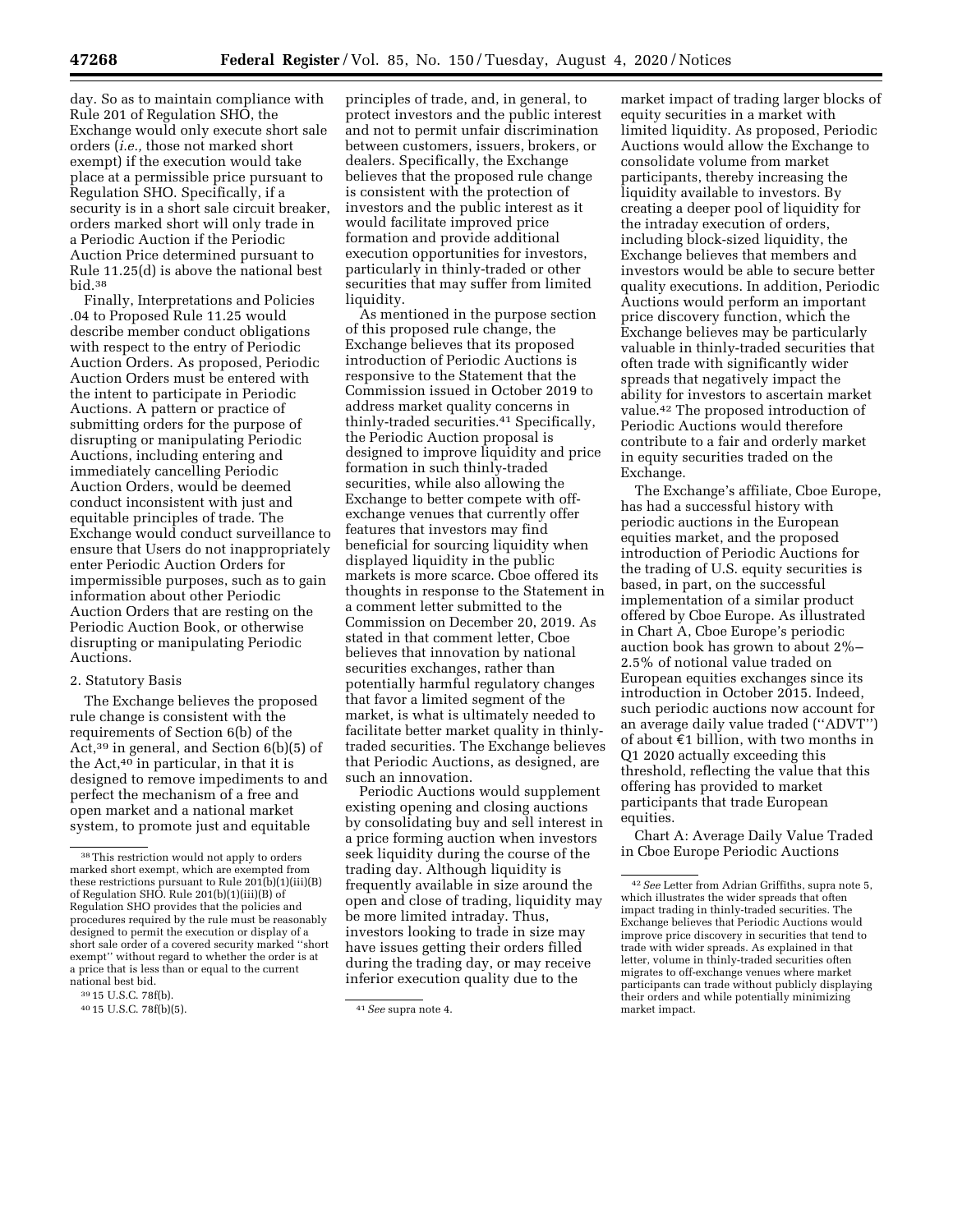day. So as to maintain compliance with Rule 201 of Regulation SHO, the Exchange would only execute short sale orders (*i.e.,* those not marked short exempt) if the execution would take place at a permissible price pursuant to Regulation SHO. Specifically, if a security is in a short sale circuit breaker, orders marked short will only trade in a Periodic Auction if the Periodic Auction Price determined pursuant to Rule 11.25(d) is above the national best bid.[38]

Finally, Interpretations and Policies .04 to Proposed Rule 11.25 would describe member conduct obligations with respect to the entry of Periodic Auction Orders. As proposed, Periodic Auction Orders must be entered with the intent to participate in Periodic Auctions. A pattern or practice of submitting orders for the purpose of disrupting or manipulating Periodic Auctions, including entering and immediately cancelling Periodic Auction Orders, would be deemed conduct inconsistent with just and equitable principles of trade. The Exchange would conduct surveillance to ensure that Users do not inappropriately enter Periodic Auction Orders for impermissible purposes, such as to gain information about other Periodic Auction Orders that are resting on the Periodic Auction Book, or otherwise disrupting or manipulating Periodic Auctions.

2. Statutory Basis

The Exchange believes the proposed rule change is consistent with the requirements of Section 6(b) of the Act,[39] in general, and Section 6(b)(5) of the Act,[40] in particular, in that it is designed to remove impediments to and perfect the mechanism of a free and open market and a national market system, to promote just and equitable principles of trade, and, in general, to protect investors and the public interest and not to permit unfair discrimination between customers, issuers, brokers, or dealers. Specifically, the Exchange believes that the proposed rule change is consistent with the protection of investors and the public interest as it would facilitate improved price formation and provide additional execution opportunities for investors, particularly in thinly-traded or other securities that may suffer from limited liquidity.

As mentioned in the purpose section of this proposed rule change, the Exchange believes that its proposed introduction of Periodic Auctions is responsive to the Statement that the Commission issued in October 2019 to address market quality concerns in thinly-traded securities.[41] Specifically, the Periodic Auction proposal is designed to improve liquidity and price formation in such thinly-traded securities, while also allowing the Exchange to better compete with off-exchange venues that currently offer features that investors may find beneficial for sourcing liquidity when displayed liquidity in the public markets is more scarce. Cboe offered its thoughts in response to the Statement in a comment letter submitted to the Commission on December 20, 2019. As stated in that comment letter, Cboe believes that innovation by national securities exchanges, rather than potentially harmful regulatory changes that favor a limited segment of the market, is what is ultimately needed to facilitate better market quality in thinly-traded securities. The Exchange believes that Periodic Auctions, as designed, are such an innovation.

Periodic Auctions would supplement existing opening and closing auctions by consolidating buy and sell interest in a price forming auction when investors seek liquidity during the course of the trading day. Although liquidity is frequently available in size around the open and close of trading, liquidity may be more limited intraday. Thus, investors looking to trade in size may have issues getting their orders filled during the trading day, or may receive inferior execution quality due to the market impact of trading larger blocks of equity securities in a market with limited liquidity. As proposed, Periodic Auctions would allow the Exchange to consolidate volume from market participants, thereby increasing the liquidity available to investors. By creating a deeper pool of liquidity for the intraday execution of orders, including block-sized liquidity, the Exchange believes that members and investors would be able to secure better quality executions. In addition, Periodic Auctions would perform an important price discovery function, which the Exchange believes may be particularly valuable in thinly-traded securities that often trade with significantly wider spreads that negatively impact the ability for investors to ascertain market value.[42] The proposed introduction of Periodic Auctions would therefore contribute to a fair and orderly market in equity securities traded on the Exchange.

The Exchange's affiliate, Cboe Europe, has had a successful history with periodic auctions in the European equities market, and the proposed introduction of Periodic Auctions for the trading of U.S. equity securities is based, in part, on the successful implementation of a similar product offered by Cboe Europe. As illustrated in Chart A, Cboe Europe's periodic auction book has grown to about 2%–2.5% of notional value traded on European equities exchanges since its introduction in October 2015. Indeed, such periodic auctions now account for an average daily value traded ("ADVT") of about €1 billion, with two months in Q1 2020 actually exceeding this threshold, reflecting the value that this offering has provided to market participants that trade European equities.

Chart A: Average Daily Value Traded in Cboe Europe Periodic Auctions

---

[38] This restriction would not apply to orders marked short exempt, which are exempted from these restrictions pursuant to Rule 201(b)(1)(iii)(B) of Regulation SHO. Rule 201(b)(1)(iii)(B) of Regulation SHO provides that the policies and procedures required by the rule must be reasonably designed to permit the execution or display of a short sale order of a covered security marked "short exempt" without regard to whether the order is at a price that is less than or equal to the current national best bid.

[39] 15 U.S.C. 78f(b).

[40] 15 U.S.C. 78f(b)(5).

[41] *See* supra note 4.

[42] *See* Letter from Adrian Griffiths, supra note 5, which illustrates the wider spreads that often impact trading in thinly-traded securities. The Exchange believes that Periodic Auctions would improve price discovery in securities that tend to trade with wider spreads. As explained in that letter, volume in thinly-traded securities often migrates to off-exchange venues where market participants can trade without publicly displaying their orders and while potentially minimizing market impact.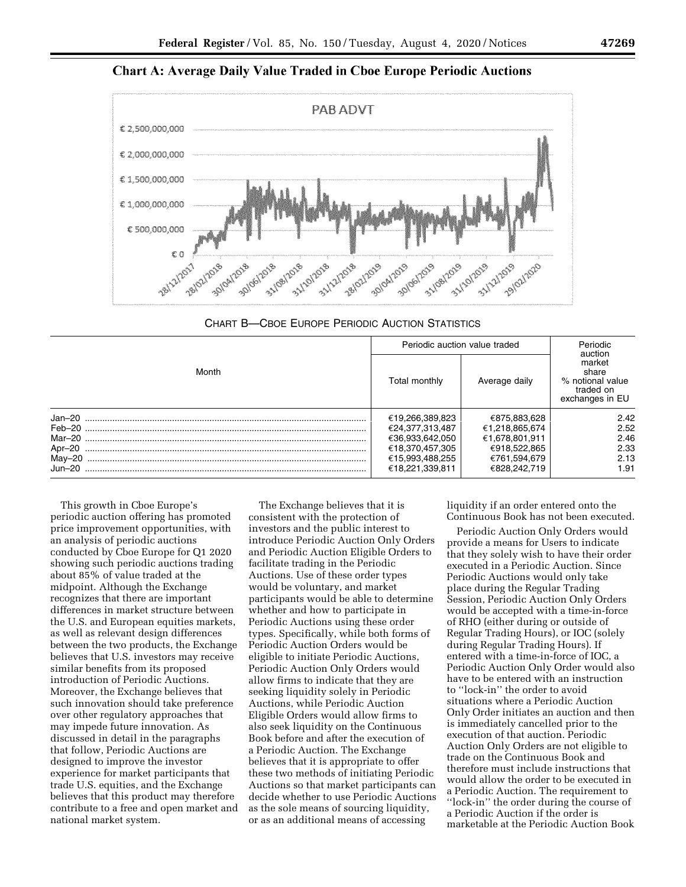## Chart A: Average Daily Value Traded in Cboe Europe Periodic Auctions

CHART B—CBOE EUROPE PERIODIC AUCTION STATISTICS

| Month | Periodic auction value traded | | Periodic auction market share % notional value traded on exchanges in EU |
|---|---|---|---|
| | Total monthly | Average daily | |
| Jan–20 | €19,266,389,823 | €875,883,628 | 2.42 |
| Feb–20 | €24,377,313,487 | €1,218,865,674 | 2.52 |
| Mar–20 | €36,933,642,050 | €1,678,801,911 | 2.46 |
| Apr–20 | €18,370,457,305 | €918,522,865 | 2.33 |
| May–20 | €15,993,488,255 | €761,594,679 | 2.13 |
| Jun–20 | €18,221,339,811 | €828,242,719 | 1.91 |

This growth in Cboe Europe's periodic auction offering has promoted price improvement opportunities, with an analysis of periodic auctions conducted by Cboe Europe for Q1 2020 showing such periodic auctions trading about 85% of value traded at the midpoint. Although the Exchange recognizes that there are important differences in market structure between the U.S. and European equities markets, as well as relevant design differences between the two products, the Exchange believes that U.S. investors may receive similar benefits from its proposed introduction of Periodic Auctions. Moreover, the Exchange believes that such innovation should take preference over other regulatory approaches that may impede future innovation. As discussed in detail in the paragraphs that follow, Periodic Auctions are designed to improve the investor experience for market participants that trade U.S. equities, and the Exchange believes that this product may therefore contribute to a free and open market and national market system.

The Exchange believes that it is consistent with the protection of investors and the public interest to introduce Periodic Auction Only Orders and Periodic Auction Eligible Orders to facilitate trading in the Periodic Auctions. Use of these order types would be voluntary, and market participants would be able to determine whether and how to participate in Periodic Auctions using these order types. Specifically, while both forms of Periodic Auction Orders would be eligible to initiate Periodic Auctions, Periodic Auction Only Orders would allow firms to indicate that they are seeking liquidity solely in Periodic Auctions, while Periodic Auction Eligible Orders would allow firms to also seek liquidity on the Continuous Book before and after the execution of a Periodic Auction. The Exchange believes that it is appropriate to offer these two methods of initiating Periodic Auctions so that market participants can decide whether to use Periodic Auctions as the sole means of sourcing liquidity, or as an additional means of accessing liquidity if an order entered onto the Continuous Book has not been executed.

Periodic Auction Only Orders would provide a means for Users to indicate that they solely wish to have their order executed in a Periodic Auction. Since Periodic Auctions would only take place during the Regular Trading Session, Periodic Auction Only Orders would be accepted with a time-in-force of RHO (either during or outside of Regular Trading Hours), or IOC (solely during Regular Trading Hours). If entered with a time-in-force of IOC, a Periodic Auction Only Order would also have to be entered with an instruction to ''lock-in'' the order to avoid situations where a Periodic Auction Only Order initiates an auction and then is immediately cancelled prior to the execution of that auction. Periodic Auction Only Orders are not eligible to trade on the Continuous Book and therefore must include instructions that would allow the order to be executed in a Periodic Auction. The requirement to ''lock-in'' the order during the course of a Periodic Auction if the order is marketable at the Periodic Auction Book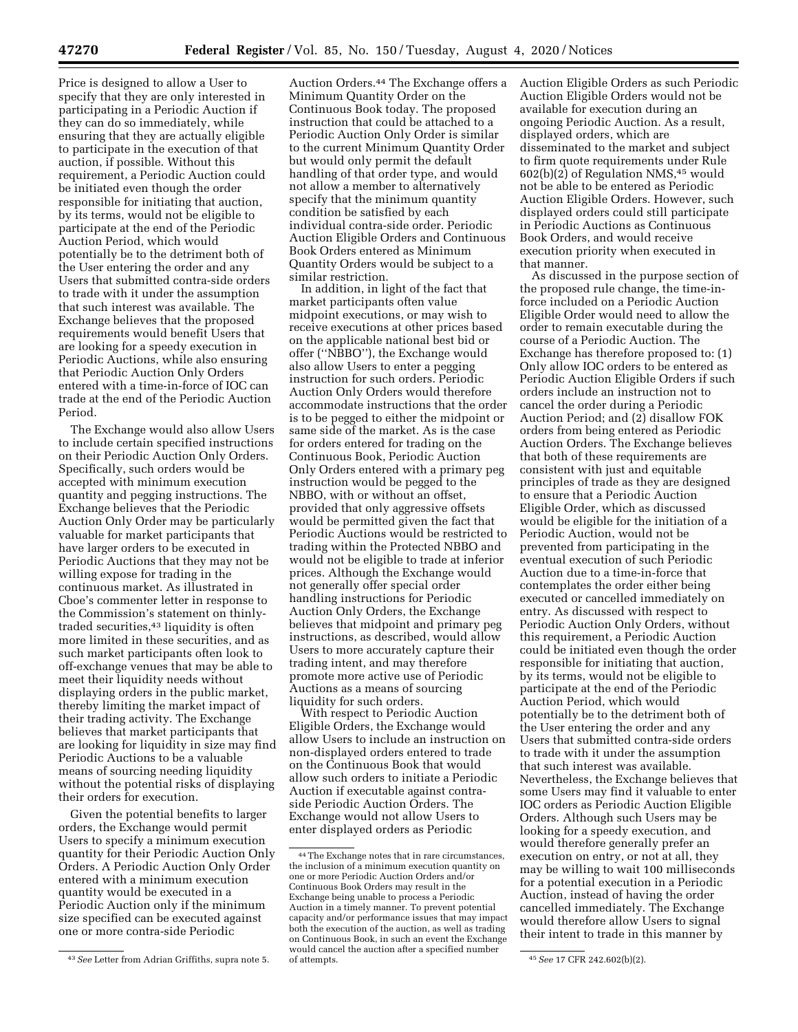Price is designed to allow a User to specify that they are only interested in participating in a Periodic Auction if they can do so immediately, while ensuring that they are actually eligible to participate in the execution of that auction, if possible. Without this requirement, a Periodic Auction could be initiated even though the order responsible for initiating that auction, by its terms, would not be eligible to participate at the end of the Periodic Auction Period, which would potentially be to the detriment both of the User entering the order and any Users that submitted contra-side orders to trade with it under the assumption that such interest was available. The Exchange believes that the proposed requirements would benefit Users that are looking for a speedy execution in Periodic Auctions, while also ensuring that Periodic Auction Only Orders entered with a time-in-force of IOC can trade at the end of the Periodic Auction Period.

The Exchange would also allow Users to include certain specified instructions on their Periodic Auction Only Orders. Specifically, such orders would be accepted with minimum execution quantity and pegging instructions. The Exchange believes that the Periodic Auction Only Order may be particularly valuable for market participants that have larger orders to be executed in Periodic Auctions that they may not be willing expose for trading in the continuous market. As illustrated in Cboe's commenter letter in response to the Commission's statement on thinly-traded securities,[43] liquidity is often more limited in these securities, and as such market participants often look to off-exchange venues that may be able to meet their liquidity needs without displaying orders in the public market, thereby limiting the market impact of their trading activity. The Exchange believes that market participants that are looking for liquidity in size may find Periodic Auctions to be a valuable means of sourcing needing liquidity without the potential risks of displaying their orders for execution.

Given the potential benefits to larger orders, the Exchange would permit Users to specify a minimum execution quantity for their Periodic Auction Only Orders. A Periodic Auction Only Order entered with a minimum execution quantity would be executed in a Periodic Auction only if the minimum size specified can be executed against one or more contra-side Periodic Auction Orders.[44] The Exchange offers a Minimum Quantity Order on the Continuous Book today. The proposed instruction that could be attached to a Periodic Auction Only Order is similar to the current Minimum Quantity Order but would only permit the default handling of that order type, and would not allow a member to alternatively specify that the minimum quantity condition be satisfied by each individual contra-side order. Periodic Auction Eligible Orders and Continuous Book Orders entered as Minimum Quantity Orders would be subject to a similar restriction.

In addition, in light of the fact that market participants often value midpoint executions, or may wish to receive executions at other prices based on the applicable national best bid or offer ("NBBO"), the Exchange would also allow Users to enter a pegging instruction for such orders. Periodic Auction Only Orders would therefore accommodate instructions that the order is to be pegged to either the midpoint or same side of the market. As is the case for orders entered for trading on the Continuous Book, Periodic Auction Only Orders entered with a primary peg instruction would be pegged to the NBBO, with or without an offset, provided that only aggressive offsets would be permitted given the fact that Periodic Auctions would be restricted to trading within the Protected NBBO and would not be eligible to trade at inferior prices. Although the Exchange would not generally offer special order handling instructions for Periodic Auction Only Orders, the Exchange believes that midpoint and primary peg instructions, as described, would allow Users to more accurately capture their trading intent, and may therefore promote more active use of Periodic Auctions as a means of sourcing liquidity for such orders.

With respect to Periodic Auction Eligible Orders, the Exchange would allow Users to include an instruction on non-displayed orders entered to trade on the Continuous Book that would allow such orders to initiate a Periodic Auction if executable against contra-side Periodic Auction Orders. The Exchange would not allow Users to enter displayed orders as Periodic Auction Eligible Orders as such Periodic Auction Eligible Orders would not be available for execution during an ongoing Periodic Auction. As a result, displayed orders, which are disseminated to the market and subject to firm quote requirements under Rule 602(b)(2) of Regulation NMS,[45] would not be able to be entered as Periodic Auction Eligible Orders. However, such displayed orders could still participate in Periodic Auctions as Continuous Book Orders, and would receive execution priority when executed in that manner.

As discussed in the purpose section of the proposed rule change, the time-in-force included on a Periodic Auction Eligible Order would need to allow the order to remain executable during the course of a Periodic Auction. The Exchange has therefore proposed to: (1) Only allow IOC orders to be entered as Periodic Auction Eligible Orders if such orders include an instruction not to cancel the order during a Periodic Auction Period; and (2) disallow FOK orders from being entered as Periodic Auction Orders. The Exchange believes that both of these requirements are consistent with just and equitable principles of trade as they are designed to ensure that a Periodic Auction Eligible Order, which as discussed would be eligible for the initiation of a Periodic Auction, would not be prevented from participating in the eventual execution of such Periodic Auction due to a time-in-force that contemplates the order either being executed or cancelled immediately on entry. As discussed with respect to Periodic Auction Only Orders, without this requirement, a Periodic Auction could be initiated even though the order responsible for initiating that auction, by its terms, would not be eligible to participate at the end of the Periodic Auction Period, which would potentially be to the detriment both of the User entering the order and any Users that submitted contra-side orders to trade with it under the assumption that such interest was available. Nevertheless, the Exchange believes that some Users may find it valuable to enter IOC orders as Periodic Auction Eligible Orders. Although such Users may be looking for a speedy execution, and would therefore generally prefer an execution on entry, or not at all, they may be willing to wait 100 milliseconds for a potential execution in a Periodic Auction, instead of having the order cancelled immediately. The Exchange would therefore allow Users to signal their intent to trade in this manner by

---

[43] *See* Letter from Adrian Griffiths, supra note 5.

[44] The Exchange notes that in rare circumstances, the inclusion of a minimum execution quantity on one or more Periodic Auction Orders and/or Continuous Book Orders may result in the Exchange being unable to process a Periodic Auction in a timely manner. To prevent potential capacity and/or performance issues that may impact both the execution of the auction, as well as trading on Continuous Book, in such an event the Exchange would cancel the auction after a specified number of attempts.

[45] *See* 17 CFR 242.602(b)(2).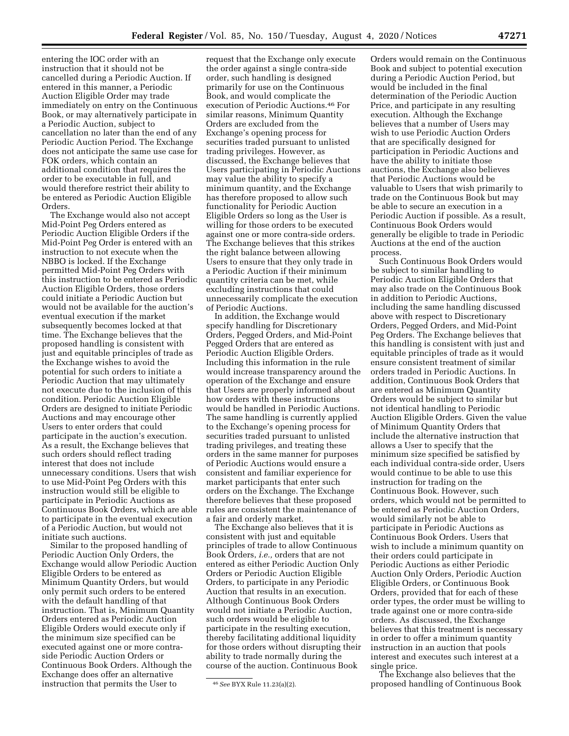entering the IOC order with an instruction that it should not be cancelled during a Periodic Auction. If entered in this manner, a Periodic Auction Eligible Order may trade immediately on entry on the Continuous Book, or may alternatively participate in a Periodic Auction, subject to cancellation no later than the end of any Periodic Auction Period. The Exchange does not anticipate the same use case for FOK orders, which contain an additional condition that requires the order to be executable in full, and would therefore restrict their ability to be entered as Periodic Auction Eligible Orders.

The Exchange would also not accept Mid-Point Peg Orders entered as Periodic Auction Eligible Orders if the Mid-Point Peg Order is entered with an instruction to not execute when the NBBO is locked. If the Exchange permitted Mid-Point Peg Orders with this instruction to be entered as Periodic Auction Eligible Orders, those orders could initiate a Periodic Auction but would not be available for the auction's eventual execution if the market subsequently becomes locked at that time. The Exchange believes that the proposed handling is consistent with just and equitable principles of trade as the Exchange wishes to avoid the potential for such orders to initiate a Periodic Auction that may ultimately not execute due to the inclusion of this condition. Periodic Auction Eligible Orders are designed to initiate Periodic Auctions and may encourage other Users to enter orders that could participate in the auction's execution. As a result, the Exchange believes that such orders should reflect trading interest that does not include unnecessary conditions. Users that wish to use Mid-Point Peg Orders with this instruction would still be eligible to participate in Periodic Auctions as Continuous Book Orders, which are able to participate in the eventual execution of a Periodic Auction, but would not initiate such auctions.

Similar to the proposed handling of Periodic Auction Only Orders, the Exchange would allow Periodic Auction Eligible Orders to be entered as Minimum Quantity Orders, but would only permit such orders to be entered with the default handling of that instruction. That is, Minimum Quantity Orders entered as Periodic Auction Eligible Orders would execute only if the minimum size specified can be executed against one or more contra-side Periodic Auction Orders or Continuous Book Orders. Although the Exchange does offer an alternative instruction that permits the User to request that the Exchange only execute the order against a single contra-side order, such handling is designed primarily for use on the Continuous Book, and would complicate the execution of Periodic Auctions.[46] For similar reasons, Minimum Quantity Orders are excluded from the Exchange's opening process for securities traded pursuant to unlisted trading privileges. However, as discussed, the Exchange believes that Users participating in Periodic Auctions may value the ability to specify a minimum quantity, and the Exchange has therefore proposed to allow such functionality for Periodic Auction Eligible Orders so long as the User is willing for those orders to be executed against one or more contra-side orders. The Exchange believes that this strikes the right balance between allowing Users to ensure that they only trade in a Periodic Auction if their minimum quantity criteria can be met, while excluding instructions that could unnecessarily complicate the execution of Periodic Auctions.

In addition, the Exchange would specify handling for Discretionary Orders, Pegged Orders, and Mid-Point Pegged Orders that are entered as Periodic Auction Eligible Orders. Including this information in the rule would increase transparency around the operation of the Exchange and ensure that Users are properly informed about how orders with these instructions would be handled in Periodic Auctions. The same handling is currently applied to the Exchange's opening process for securities traded pursuant to unlisted trading privileges, and treating these orders in the same manner for purposes of Periodic Auctions would ensure a consistent and familiar experience for market participants that enter such orders on the Exchange. The Exchange therefore believes that these proposed rules are consistent the maintenance of a fair and orderly market.

The Exchange also believes that it is consistent with just and equitable principles of trade to allow Continuous Book Orders, *i.e.,* orders that are not entered as either Periodic Auction Only Orders or Periodic Auction Eligible Orders, to participate in any Periodic Auction that results in an execution. Although Continuous Book Orders would not initiate a Periodic Auction, such orders would be eligible to participate in the resulting execution, thereby facilitating additional liquidity for those orders without disrupting their ability to trade normally during the course of the auction. Continuous Book Orders would remain on the Continuous Book and subject to potential execution during a Periodic Auction Period, but would be included in the final determination of the Periodic Auction Price, and participate in any resulting execution. Although the Exchange believes that a number of Users may wish to use Periodic Auction Orders that are specifically designed for participation in Periodic Auctions and have the ability to initiate those auctions, the Exchange also believes that Periodic Auctions would be valuable to Users that wish primarily to trade on the Continuous Book but may be able to secure an execution in a Periodic Auction if possible. As a result, Continuous Book Orders would generally be eligible to trade in Periodic Auctions at the end of the auction process.

Such Continuous Book Orders would be subject to similar handling to Periodic Auction Eligible Orders that may also trade on the Continuous Book in addition to Periodic Auctions, including the same handling discussed above with respect to Discretionary Orders, Pegged Orders, and Mid-Point Peg Orders. The Exchange believes that this handling is consistent with just and equitable principles of trade as it would ensure consistent treatment of similar orders traded in Periodic Auctions. In addition, Continuous Book Orders that are entered as Minimum Quantity Orders would be subject to similar but not identical handling to Periodic Auction Eligible Orders. Given the value of Minimum Quantity Orders that include the alternative instruction that allows a User to specify that the minimum size specified be satisfied by each individual contra-side order, Users would continue to be able to use this instruction for trading on the Continuous Book. However, such orders, which would not be permitted to be entered as Periodic Auction Orders, would similarly not be able to participate in Periodic Auctions as Continuous Book Orders. Users that wish to include a minimum quantity on their orders could participate in Periodic Auctions as either Periodic Auction Only Orders, Periodic Auction Eligible Orders, or Continuous Book Orders, provided that for each of these order types, the order must be willing to trade against one or more contra-side orders. As discussed, the Exchange believes that this treatment is necessary in order to offer a minimum quantity instruction in an auction that pools interest and executes such interest at a single price.

The Exchange also believes that the proposed handling of Continuous Book

---

[46] *See* BYX Rule 11.23(a)(2).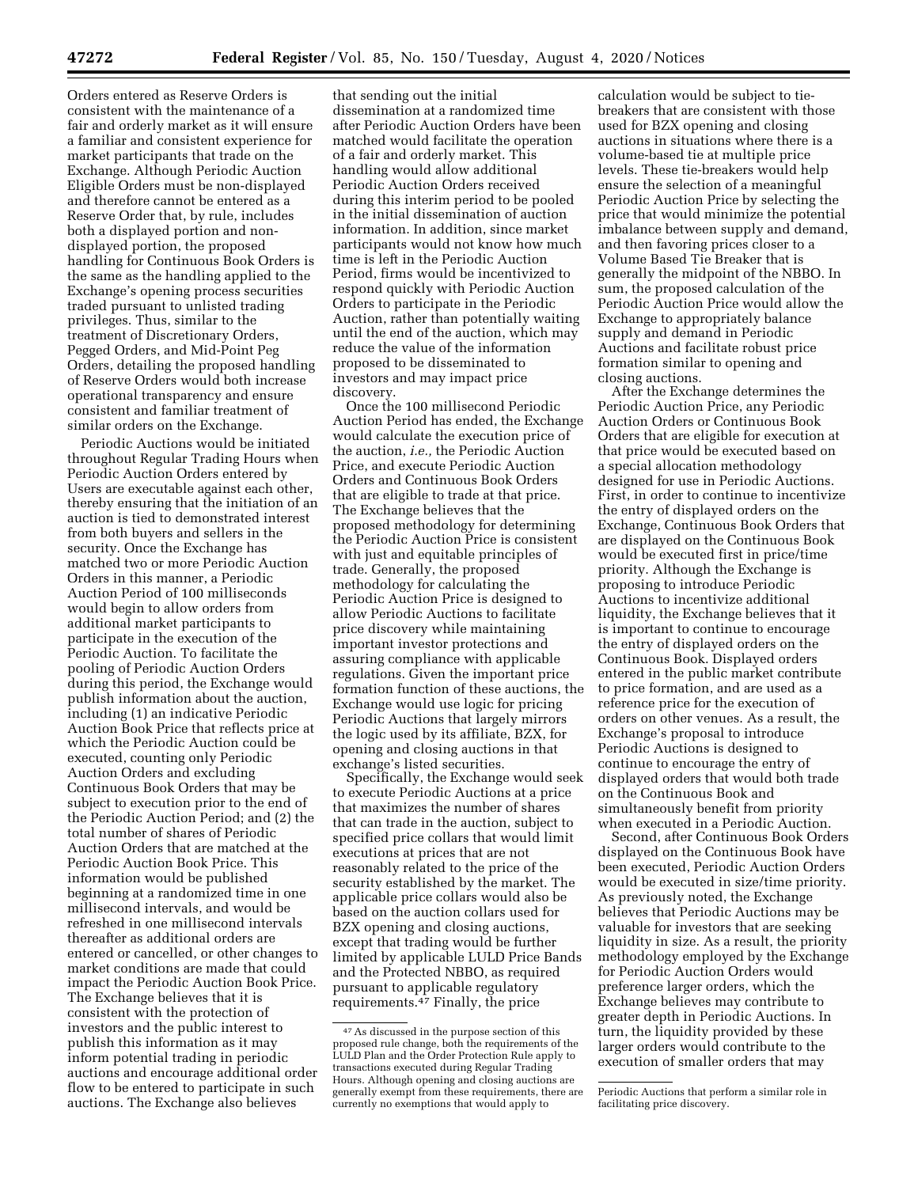Orders entered as Reserve Orders is consistent with the maintenance of a fair and orderly market as it will ensure a familiar and consistent experience for market participants that trade on the Exchange. Although Periodic Auction Eligible Orders must be non-displayed and therefore cannot be entered as a Reserve Order that, by rule, includes both a displayed portion and non-displayed portion, the proposed handling for Continuous Book Orders is the same as the handling applied to the Exchange's opening process securities traded pursuant to unlisted trading privileges. Thus, similar to the treatment of Discretionary Orders, Pegged Orders, and Mid-Point Peg Orders, detailing the proposed handling of Reserve Orders would both increase operational transparency and ensure consistent and familiar treatment of similar orders on the Exchange.

Periodic Auctions would be initiated throughout Regular Trading Hours when Periodic Auction Orders entered by Users are executable against each other, thereby ensuring that the initiation of an auction is tied to demonstrated interest from both buyers and sellers in the security. Once the Exchange has matched two or more Periodic Auction Orders in this manner, a Periodic Auction Period of 100 milliseconds would begin to allow orders from additional market participants to participate in the execution of the Periodic Auction. To facilitate the pooling of Periodic Auction Orders during this period, the Exchange would publish information about the auction, including (1) an indicative Periodic Auction Book Price that reflects price at which the Periodic Auction could be executed, counting only Periodic Auction Orders and excluding Continuous Book Orders that may be subject to execution prior to the end of the Periodic Auction Period; and (2) the total number of shares of Periodic Auction Orders that are matched at the Periodic Auction Book Price. This information would be published beginning at a randomized time in one millisecond intervals, and would be refreshed in one millisecond intervals thereafter as additional orders are entered or cancelled, or other changes to market conditions are made that could impact the Periodic Auction Book Price. The Exchange believes that it is consistent with the protection of investors and the public interest to publish this information as it may inform potential trading in periodic auctions and encourage additional order flow to be entered to participate in such auctions. The Exchange also believes that sending out the initial dissemination at a randomized time after Periodic Auction Orders have been matched would facilitate the operation of a fair and orderly market. This handling would allow additional Periodic Auction Orders received during this interim period to be pooled in the initial dissemination of auction information. In addition, since market participants would not know how much time is left in the Periodic Auction Period, firms would be incentivized to respond quickly with Periodic Auction Orders to participate in the Periodic Auction, rather than potentially waiting until the end of the auction, which may reduce the value of the information proposed to be disseminated to investors and may impact price discovery.

Once the 100 millisecond Periodic Auction Period has ended, the Exchange would calculate the execution price of the auction, *i.e.,* the Periodic Auction Price, and execute Periodic Auction Orders and Continuous Book Orders that are eligible to trade at that price. The Exchange believes that the proposed methodology for determining the Periodic Auction Price is consistent with just and equitable principles of trade. Generally, the proposed methodology for calculating the Periodic Auction Price is designed to allow Periodic Auctions to facilitate price discovery while maintaining important investor protections and assuring compliance with applicable regulations. Given the important price formation function of these auctions, the Exchange would use logic for pricing Periodic Auctions that largely mirrors the logic used by its affiliate, BZX, for opening and closing auctions in that exchange's listed securities.

Specifically, the Exchange would seek to execute Periodic Auctions at a price that maximizes the number of shares that can trade in the auction, subject to specified price collars that would limit executions at prices that are not reasonably related to the price of the security established by the market. The applicable price collars would also be based on the auction collars used for BZX opening and closing auctions, except that trading would be further limited by applicable LULD Price Bands and the Protected NBBO, as required pursuant to applicable regulatory requirements.[47] Finally, the price calculation would be subject to tie-breakers that are consistent with those used for BZX opening and closing auctions in situations where there is a volume-based tie at multiple price levels. These tie-breakers would help ensure the selection of a meaningful Periodic Auction Price by selecting the price that would minimize the potential imbalance between supply and demand, and then favoring prices closer to a Volume Based Tie Breaker that is generally the midpoint of the NBBO. In sum, the proposed calculation of the Periodic Auction Price would allow the Exchange to appropriately balance supply and demand in Periodic Auctions and facilitate robust price formation similar to opening and closing auctions.

After the Exchange determines the Periodic Auction Price, any Periodic Auction Orders or Continuous Book Orders that are eligible for execution at that price would be executed based on a special allocation methodology designed for use in Periodic Auctions. First, in order to continue to incentivize the entry of displayed orders on the Exchange, Continuous Book Orders that are displayed on the Continuous Book would be executed first in price/time priority. Although the Exchange is proposing to introduce Periodic Auctions to incentivize additional liquidity, the Exchange believes that it is important to continue to encourage the entry of displayed orders on the Continuous Book. Displayed orders entered in the public market contribute to price formation, and are used as a reference price for the execution of orders on other venues. As a result, the Exchange's proposal to introduce Periodic Auctions is designed to continue to encourage the entry of displayed orders that would both trade on the Continuous Book and simultaneously benefit from priority when executed in a Periodic Auction.

Second, after Continuous Book Orders displayed on the Continuous Book have been executed, Periodic Auction Orders would be executed in size/time priority. As previously noted, the Exchange believes that Periodic Auctions may be valuable for investors that are seeking liquidity in size. As a result, the priority methodology employed by the Exchange for Periodic Auction Orders would preference larger orders, which the Exchange believes may contribute to greater depth in Periodic Auctions. In turn, the liquidity provided by these larger orders would contribute to the execution of smaller orders that may

---

Periodic Auctions that perform a similar role in facilitating price discovery.

[47] As discussed in the purpose section of this proposed rule change, both the requirements of the LULD Plan and the Order Protection Rule apply to transactions executed during Regular Trading Hours. Although opening and closing auctions are generally exempt from these requirements, there are currently no exemptions that would apply to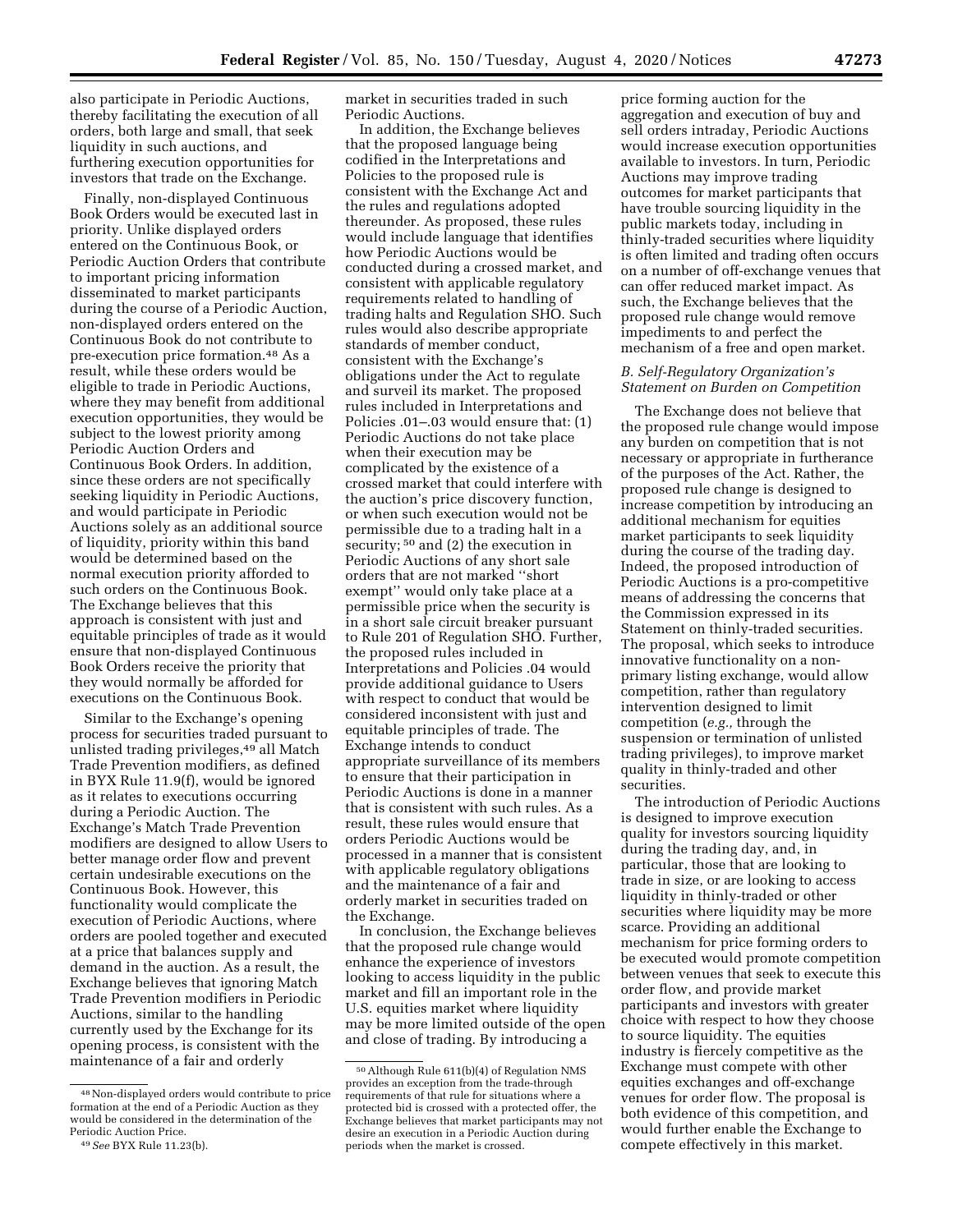also participate in Periodic Auctions, thereby facilitating the execution of all orders, both large and small, that seek liquidity in such auctions, and furthering execution opportunities for investors that trade on the Exchange.

Finally, non-displayed Continuous Book Orders would be executed last in priority. Unlike displayed orders entered on the Continuous Book, or Periodic Auction Orders that contribute to important pricing information disseminated to market participants during the course of a Periodic Auction, non-displayed orders entered on the Continuous Book do not contribute to pre-execution price formation.[48] As a result, while these orders would be eligible to trade in Periodic Auctions, where they may benefit from additional execution opportunities, they would be subject to the lowest priority among Periodic Auction Orders and Continuous Book Orders. In addition, since these orders are not specifically seeking liquidity in Periodic Auctions, and would participate in Periodic Auctions solely as an additional source of liquidity, priority within this band would be determined based on the normal execution priority afforded to such orders on the Continuous Book. The Exchange believes that this approach is consistent with just and equitable principles of trade as it would ensure that non-displayed Continuous Book Orders receive the priority that they would normally be afforded for executions on the Continuous Book.

Similar to the Exchange's opening process for securities traded pursuant to unlisted trading privileges,[49] all Match Trade Prevention modifiers, as defined in BYX Rule 11.9(f), would be ignored as it relates to executions occurring during a Periodic Auction. The Exchange's Match Trade Prevention modifiers are designed to allow Users to better manage order flow and prevent certain undesirable executions on the Continuous Book. However, this functionality would complicate the execution of Periodic Auctions, where orders are pooled together and executed at a price that balances supply and demand in the auction. As a result, the Exchange believes that ignoring Match Trade Prevention modifiers in Periodic Auctions, similar to the handling currently used by the Exchange for its opening process, is consistent with the maintenance of a fair and orderly market in securities traded in such Periodic Auctions.

In addition, the Exchange believes that the proposed language being codified in the Interpretations and Policies to the proposed rule is consistent with the Exchange Act and the rules and regulations adopted thereunder. As proposed, these rules would include language that identifies how Periodic Auctions would be conducted during a crossed market, and consistent with applicable regulatory requirements related to handling of trading halts and Regulation SHO. Such rules would also describe appropriate standards of member conduct, consistent with the Exchange's obligations under the Act to regulate and surveil its market. The proposed rules included in Interpretations and Policies .01–.03 would ensure that: (1) Periodic Auctions do not take place when their execution may be complicated by the existence of a crossed market that could interfere with the auction's price discovery function, or when such execution would not be permissible due to a trading halt in a security;[50] and (2) the execution in Periodic Auctions of any short sale orders that are not marked "short exempt" would only take place at a permissible price when the security is in a short sale circuit breaker pursuant to Rule 201 of Regulation SHO. Further, the proposed rules included in Interpretations and Policies .04 would provide additional guidance to Users with respect to conduct that would be considered inconsistent with just and equitable principles of trade. The Exchange intends to conduct appropriate surveillance of its members to ensure that their participation in Periodic Auctions is done in a manner that is consistent with such rules. As a result, these rules would ensure that orders Periodic Auctions would be processed in a manner that is consistent with applicable regulatory obligations and the maintenance of a fair and orderly market in securities traded on the Exchange.

In conclusion, the Exchange believes that the proposed rule change would enhance the experience of investors looking to access liquidity in the public market and fill an important role in the U.S. equities market where liquidity may be more limited outside of the open and close of trading. By introducing a price forming auction for the aggregation and execution of buy and sell orders intraday, Periodic Auctions would increase execution opportunities available to investors. In turn, Periodic Auctions may improve trading outcomes for market participants that have trouble sourcing liquidity in the public markets today, including in thinly-traded securities where liquidity is often limited and trading often occurs on a number of off-exchange venues that can offer reduced market impact. As such, the Exchange believes that the proposed rule change would remove impediments to and perfect the mechanism of a free and open market.

### *B. Self-Regulatory Organization's Statement on Burden on Competition*

The Exchange does not believe that the proposed rule change would impose any burden on competition that is not necessary or appropriate in furtherance of the purposes of the Act. Rather, the proposed rule change is designed to increase competition by introducing an additional mechanism for equities market participants to seek liquidity during the course of the trading day. Indeed, the proposed introduction of Periodic Auctions is a pro-competitive means of addressing the concerns that the Commission expressed in its Statement on thinly-traded securities. The proposal, which seeks to introduce innovative functionality on a non-primary listing exchange, would allow competition, rather than regulatory intervention designed to limit competition (*e.g.,* through the suspension or termination of unlisted trading privileges), to improve market quality in thinly-traded and other securities.

The introduction of Periodic Auctions is designed to improve execution quality for investors sourcing liquidity during the trading day, and, in particular, those that are looking to trade in size, or are looking to access liquidity in thinly-traded or other securities where liquidity may be more scarce. Providing an additional mechanism for price forming orders to be executed would promote competition between venues that seek to execute this order flow, and provide market participants and investors with greater choice with respect to how they choose to source liquidity. The equities industry is fiercely competitive as the Exchange must compete with other equities exchanges and off-exchange venues for order flow. The proposal is both evidence of this competition, and would further enable the Exchange to compete effectively in this market.

---

[48] Non-displayed orders would contribute to price formation at the end of a Periodic Auction as they would be considered in the determination of the Periodic Auction Price.

[49] *See* BYX Rule 11.23(b).

[50] Although Rule 611(b)(4) of Regulation NMS provides an exception from the trade-through requirements of that rule for situations where a protected bid is crossed with a protected offer, the Exchange believes that market participants may not desire an execution in a Periodic Auction during periods when the market is crossed.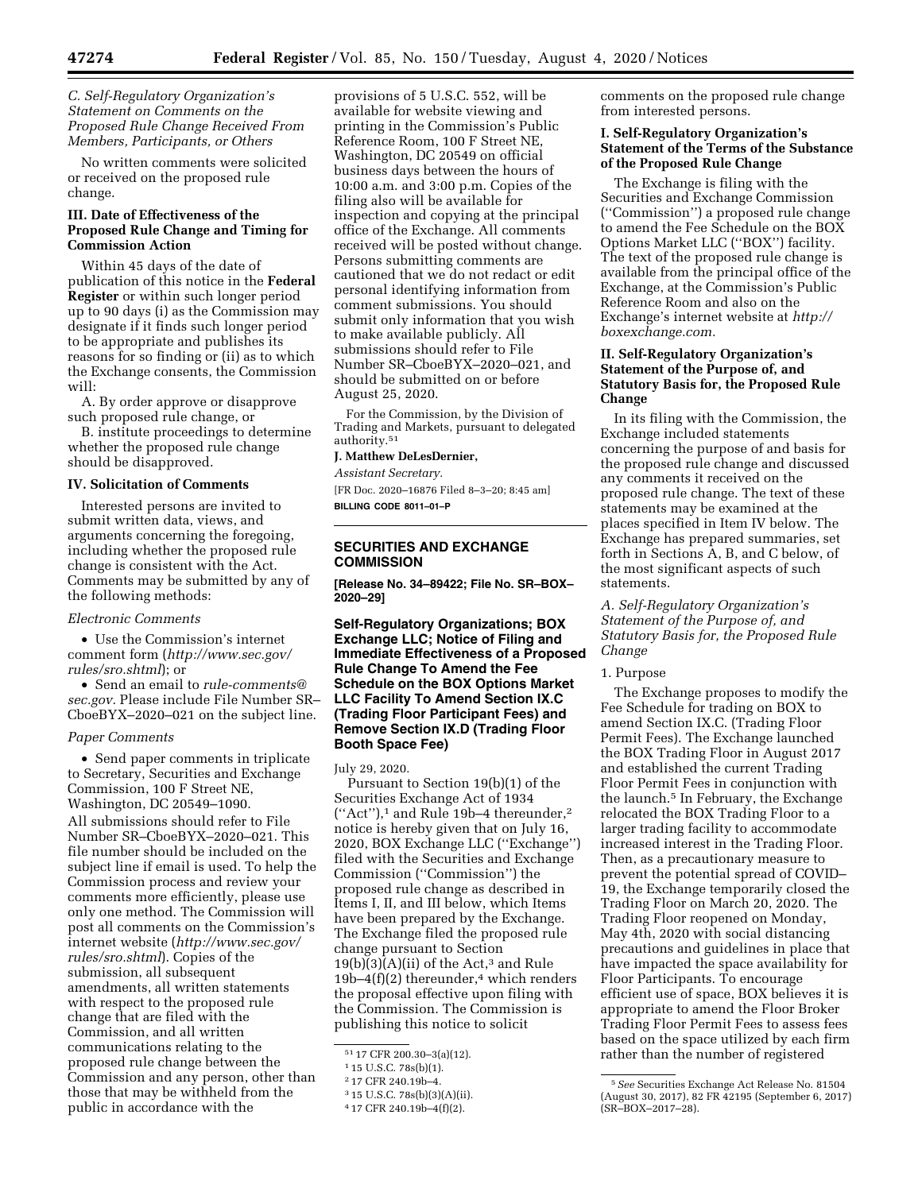*C. Self-Regulatory Organization's Statement on Comments on the Proposed Rule Change Received From Members, Participants, or Others*

No written comments were solicited or received on the proposed rule change.

**III. Date of Effectiveness of the Proposed Rule Change and Timing for Commission Action**

Within 45 days of the date of publication of this notice in the **Federal Register** or within such longer period up to 90 days (i) as the Commission may designate if it finds such longer period to be appropriate and publishes its reasons for so finding or (ii) as to which the Exchange consents, the Commission will:

A. By order approve or disapprove such proposed rule change, or

B. institute proceedings to determine whether the proposed rule change should be disapproved.

**IV. Solicitation of Comments**

Interested persons are invited to submit written data, views, and arguments concerning the foregoing, including whether the proposed rule change is consistent with the Act. Comments may be submitted by any of the following methods:

*Electronic Comments*

- Use the Commission's internet comment form (*http://www.sec.gov/rules/sro.shtml*); or
- Send an email to *rule-comments@sec.gov.* Please include File Number SR–CboeBYX–2020–021 on the subject line.

*Paper Comments*

- Send paper comments in triplicate to Secretary, Securities and Exchange Commission, 100 F Street NE, Washington, DC 20549–1090.

All submissions should refer to File Number SR–CboeBYX–2020–021. This file number should be included on the subject line if email is used. To help the Commission process and review your comments more efficiently, please use only one method. The Commission will post all comments on the Commission's internet website (*http://www.sec.gov/rules/sro.shtml*). Copies of the submission, all subsequent amendments, all written statements with respect to the proposed rule change that are filed with the Commission, and all written communications relating to the proposed rule change between the Commission and any person, other than those that may be withheld from the public in accordance with the provisions of 5 U.S.C. 552, will be available for website viewing and printing in the Commission's Public Reference Room, 100 F Street NE, Washington, DC 20549 on official business days between the hours of 10:00 a.m. and 3:00 p.m. Copies of the filing also will be available for inspection and copying at the principal office of the Exchange. All comments received will be posted without change. Persons submitting comments are cautioned that we do not redact or edit personal identifying information from comment submissions. You should submit only information that you wish to make available publicly. All submissions should refer to File Number SR–CboeBYX–2020–021, and should be submitted on or before August 25, 2020.

For the Commission, by the Division of Trading and Markets, pursuant to delegated authority.[51]

**J. Matthew DeLesDernier,**

*Assistant Secretary.*

[FR Doc. 2020–16876 Filed 8–3–20; 8:45 am]

**BILLING CODE 8011–01–P**

## SECURITIES AND EXCHANGE COMMISSION

**[Release No. 34–89422; File No. SR–BOX–2020–29]**

**Self-Regulatory Organizations; BOX Exchange LLC; Notice of Filing and Immediate Effectiveness of a Proposed Rule Change To Amend the Fee Schedule on the BOX Options Market LLC Facility To Amend Section IX.C (Trading Floor Participant Fees) and Remove Section IX.D (Trading Floor Booth Space Fee)**

July 29, 2020.

Pursuant to Section 19(b)(1) of the Securities Exchange Act of 1934 ("Act"),[1] and Rule 19b–4 thereunder,[2] notice is hereby given that on July 16, 2020, BOX Exchange LLC ("Exchange") filed with the Securities and Exchange Commission ("Commission") the proposed rule change as described in Items I, II, and III below, which Items have been prepared by the Exchange. The Exchange filed the proposed rule change pursuant to Section 19(b)(3)(A)(ii) of the Act,[3] and Rule 19b–4(f)(2) thereunder,[4] which renders the proposal effective upon filing with the Commission. The Commission is publishing this notice to solicit comments on the proposed rule change from interested persons.

**I. Self-Regulatory Organization's Statement of the Terms of the Substance of the Proposed Rule Change**

The Exchange is filing with the Securities and Exchange Commission ("Commission") a proposed rule change to amend the Fee Schedule on the BOX Options Market LLC ("BOX") facility. The text of the proposed rule change is available from the principal office of the Exchange, at the Commission's Public Reference Room and also on the Exchange's internet website at *http://boxexchange.com.*

**II. Self-Regulatory Organization's Statement of the Purpose of, and Statutory Basis for, the Proposed Rule Change**

In its filing with the Commission, the Exchange included statements concerning the purpose of and basis for the proposed rule change and discussed any comments it received on the proposed rule change. The text of these statements may be examined at the places specified in Item IV below. The Exchange has prepared summaries, set forth in Sections A, B, and C below, of the most significant aspects of such statements.

*A. Self-Regulatory Organization's Statement of the Purpose of, and Statutory Basis for, the Proposed Rule Change*

1. Purpose

The Exchange proposes to modify the Fee Schedule for trading on BOX to amend Section IX.C. (Trading Floor Permit Fees). The Exchange launched the BOX Trading Floor in August 2017 and established the current Trading Floor Permit Fees in conjunction with the launch.[5] In February, the Exchange relocated the BOX Trading Floor to a larger trading facility to accommodate increased interest in the Trading Floor. Then, as a precautionary measure to prevent the potential spread of COVID–19, the Exchange temporarily closed the Trading Floor on March 20, 2020. The Trading Floor reopened on Monday, May 4th, 2020 with social distancing precautions and guidelines in place that have impacted the space availability for Floor Participants. To encourage efficient use of space, BOX believes it is appropriate to amend the Floor Broker Trading Floor Permit Fees to assess fees based on the space utilized by each firm rather than the number of registered

---

[51] 17 CFR 200.30–3(a)(12).

[1] 15 U.S.C. 78s(b)(1).

[2] 17 CFR 240.19b–4.

[3] 15 U.S.C. 78s(b)(3)(A)(ii).

[4] 17 CFR 240.19b–4(f)(2).

[5] *See* Securities Exchange Act Release No. 81504 (August 30, 2017), 82 FR 42195 (September 6, 2017) (SR–BOX–2017–28).